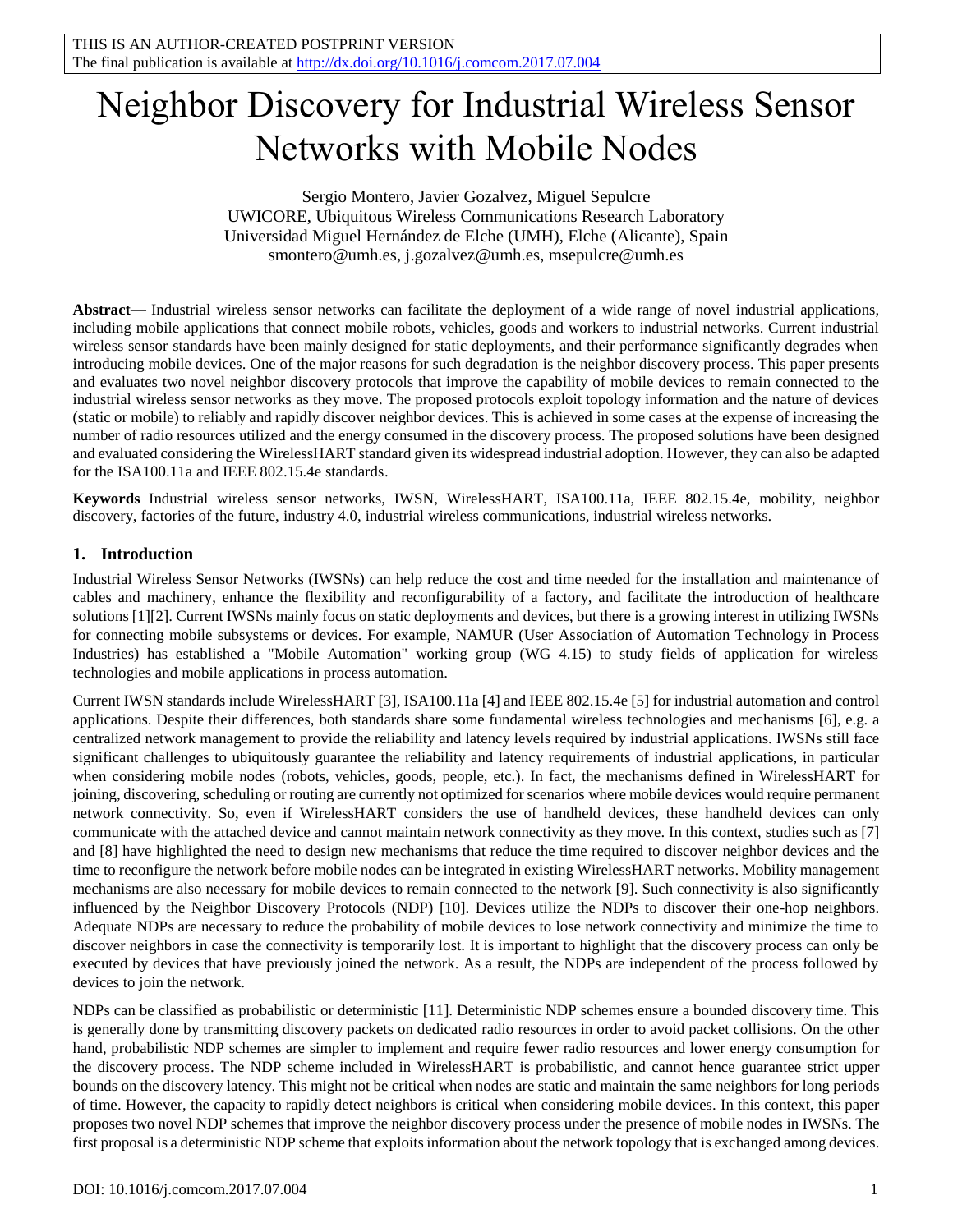THIS IS AN AUTHOR-CREATED POSTPRINT VERSION
The final publication is available at http://dx.doi.org/10.1016/j.comcom.2017.07.004

# Neighbor Discovery for Industrial Wireless Sensor Networks with Mobile Nodes

Sergio Montero, Javier Gozalvez, Miguel Sepulcre
UWICORE, Ubiquitous Wireless Communications Research Laboratory
Universidad Miguel Hernández de Elche (UMH), Elche (Alicante), Spain
smontero@umh.es, j.gozalvez@umh.es, msepulcre@umh.es

**Abstract**— Industrial wireless sensor networks can facilitate the deployment of a wide range of novel industrial applications, including mobile applications that connect mobile robots, vehicles, goods and workers to industrial networks. Current industrial wireless sensor standards have been mainly designed for static deployments, and their performance significantly degrades when introducing mobile devices. One of the major reasons for such degradation is the neighbor discovery process. This paper presents and evaluates two novel neighbor discovery protocols that improve the capability of mobile devices to remain connected to the industrial wireless sensor networks as they move. The proposed protocols exploit topology information and the nature of devices (static or mobile) to reliably and rapidly discover neighbor devices. This is achieved in some cases at the expense of increasing the number of radio resources utilized and the energy consumed in the discovery process. The proposed solutions have been designed and evaluated considering the WirelessHART standard given its widespread industrial adoption. However, they can also be adapted for the ISA100.11a and IEEE 802.15.4e standards.

**Keywords** Industrial wireless sensor networks, IWSN, WirelessHART, ISA100.11a, IEEE 802.15.4e, mobility, neighbor discovery, factories of the future, industry 4.0, industrial wireless communications, industrial wireless networks.

## 1. Introduction

Industrial Wireless Sensor Networks (IWSNs) can help reduce the cost and time needed for the installation and maintenance of cables and machinery, enhance the flexibility and reconfigurability of a factory, and facilitate the introduction of healthcare solutions [1][2]. Current IWSNs mainly focus on static deployments and devices, but there is a growing interest in utilizing IWSNs for connecting mobile subsystems or devices. For example, NAMUR (User Association of Automation Technology in Process Industries) has established a "Mobile Automation" working group (WG 4.15) to study fields of application for wireless technologies and mobile applications in process automation.

Current IWSN standards include WirelessHART [3], ISA100.11a [4] and IEEE 802.15.4e [5] for industrial automation and control applications. Despite their differences, both standards share some fundamental wireless technologies and mechanisms [6], e.g. a centralized network management to provide the reliability and latency levels required by industrial applications. IWSNs still face significant challenges to ubiquitously guarantee the reliability and latency requirements of industrial applications, in particular when considering mobile nodes (robots, vehicles, goods, people, etc.). In fact, the mechanisms defined in WirelessHART for joining, discovering, scheduling or routing are currently not optimized for scenarios where mobile devices would require permanent network connectivity. So, even if WirelessHART considers the use of handheld devices, these handheld devices can only communicate with the attached device and cannot maintain network connectivity as they move. In this context, studies such as [7] and [8] have highlighted the need to design new mechanisms that reduce the time required to discover neighbor devices and the time to reconfigure the network before mobile nodes can be integrated in existing WirelessHART networks. Mobility management mechanisms are also necessary for mobile devices to remain connected to the network [9]. Such connectivity is also significantly influenced by the Neighbor Discovery Protocols (NDP) [10]. Devices utilize the NDPs to discover their one-hop neighbors. Adequate NDPs are necessary to reduce the probability of mobile devices to lose network connectivity and minimize the time to discover neighbors in case the connectivity is temporarily lost. It is important to highlight that the discovery process can only be executed by devices that have previously joined the network. As a result, the NDPs are independent of the process followed by devices to join the network.

NDPs can be classified as probabilistic or deterministic [11]. Deterministic NDP schemes ensure a bounded discovery time. This is generally done by transmitting discovery packets on dedicated radio resources in order to avoid packet collisions. On the other hand, probabilistic NDP schemes are simpler to implement and require fewer radio resources and lower energy consumption for the discovery process. The NDP scheme included in WirelessHART is probabilistic, and cannot hence guarantee strict upper bounds on the discovery latency. This might not be critical when nodes are static and maintain the same neighbors for long periods of time. However, the capacity to rapidly detect neighbors is critical when considering mobile devices. In this context, this paper proposes two novel NDP schemes that improve the neighbor discovery process under the presence of mobile nodes in IWSNs. The first proposal is a deterministic NDP scheme that exploits information about the network topology that is exchanged among devices.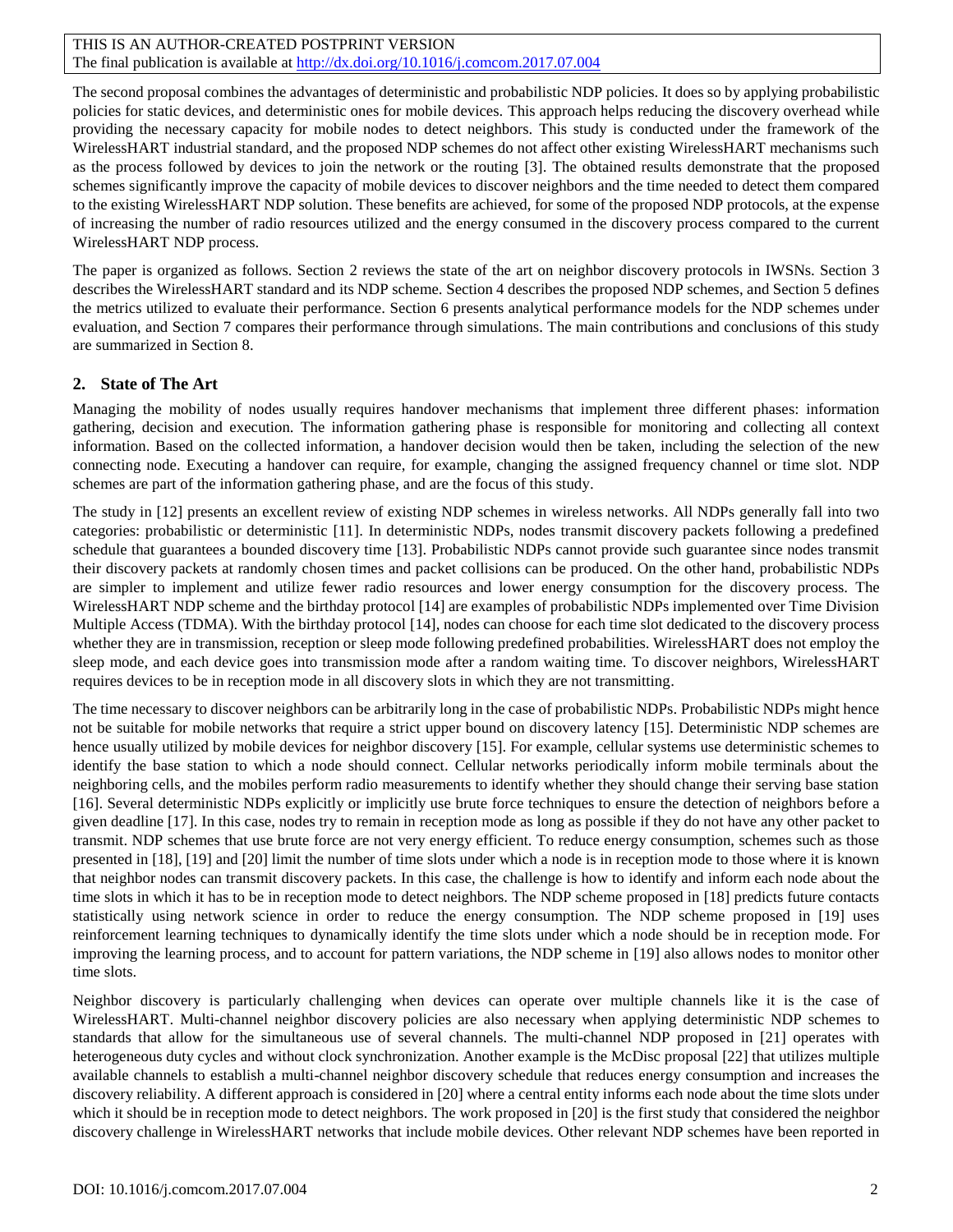The second proposal combines the advantages of deterministic and probabilistic NDP policies. It does so by applying probabilistic policies for static devices, and deterministic ones for mobile devices. This approach helps reducing the discovery overhead while providing the necessary capacity for mobile nodes to detect neighbors. This study is conducted under the framework of the WirelessHART industrial standard, and the proposed NDP schemes do not affect other existing WirelessHART mechanisms such as the process followed by devices to join the network or the routing [3]. The obtained results demonstrate that the proposed schemes significantly improve the capacity of mobile devices to discover neighbors and the time needed to detect them compared to the existing WirelessHART NDP solution. These benefits are achieved, for some of the proposed NDP protocols, at the expense of increasing the number of radio resources utilized and the energy consumed in the discovery process compared to the current WirelessHART NDP process.

The paper is organized as follows. Section 2 reviews the state of the art on neighbor discovery protocols in IWSNs. Section 3 describes the WirelessHART standard and its NDP scheme. Section 4 describes the proposed NDP schemes, and Section 5 defines the metrics utilized to evaluate their performance. Section 6 presents analytical performance models for the NDP schemes under evaluation, and Section 7 compares their performance through simulations. The main contributions and conclusions of this study are summarized in Section 8.

## 2. State of The Art

Managing the mobility of nodes usually requires handover mechanisms that implement three different phases: information gathering, decision and execution. The information gathering phase is responsible for monitoring and collecting all context information. Based on the collected information, a handover decision would then be taken, including the selection of the new connecting node. Executing a handover can require, for example, changing the assigned frequency channel or time slot. NDP schemes are part of the information gathering phase, and are the focus of this study.

The study in [12] presents an excellent review of existing NDP schemes in wireless networks. All NDPs generally fall into two categories: probabilistic or deterministic [11]. In deterministic NDPs, nodes transmit discovery packets following a predefined schedule that guarantees a bounded discovery time [13]. Probabilistic NDPs cannot provide such guarantee since nodes transmit their discovery packets at randomly chosen times and packet collisions can be produced. On the other hand, probabilistic NDPs are simpler to implement and utilize fewer radio resources and lower energy consumption for the discovery process. The WirelessHART NDP scheme and the birthday protocol [14] are examples of probabilistic NDPs implemented over Time Division Multiple Access (TDMA). With the birthday protocol [14], nodes can choose for each time slot dedicated to the discovery process whether they are in transmission, reception or sleep mode following predefined probabilities. WirelessHART does not employ the sleep mode, and each device goes into transmission mode after a random waiting time. To discover neighbors, WirelessHART requires devices to be in reception mode in all discovery slots in which they are not transmitting.

The time necessary to discover neighbors can be arbitrarily long in the case of probabilistic NDPs. Probabilistic NDPs might hence not be suitable for mobile networks that require a strict upper bound on discovery latency [15]. Deterministic NDP schemes are hence usually utilized by mobile devices for neighbor discovery [15]. For example, cellular systems use deterministic schemes to identify the base station to which a node should connect. Cellular networks periodically inform mobile terminals about the neighboring cells, and the mobiles perform radio measurements to identify whether they should change their serving base station [16]. Several deterministic NDPs explicitly or implicitly use brute force techniques to ensure the detection of neighbors before a given deadline [17]. In this case, nodes try to remain in reception mode as long as possible if they do not have any other packet to transmit. NDP schemes that use brute force are not very energy efficient. To reduce energy consumption, schemes such as those presented in [18], [19] and [20] limit the number of time slots under which a node is in reception mode to those where it is known that neighbor nodes can transmit discovery packets. In this case, the challenge is how to identify and inform each node about the time slots in which it has to be in reception mode to detect neighbors. The NDP scheme proposed in [18] predicts future contacts statistically using network science in order to reduce the energy consumption. The NDP scheme proposed in [19] uses reinforcement learning techniques to dynamically identify the time slots under which a node should be in reception mode. For improving the learning process, and to account for pattern variations, the NDP scheme in [19] also allows nodes to monitor other time slots.

Neighbor discovery is particularly challenging when devices can operate over multiple channels like it is the case of WirelessHART. Multi-channel neighbor discovery policies are also necessary when applying deterministic NDP schemes to standards that allow for the simultaneous use of several channels. The multi-channel NDP proposed in [21] operates with heterogeneous duty cycles and without clock synchronization. Another example is the McDisc proposal [22] that utilizes multiple available channels to establish a multi-channel neighbor discovery schedule that reduces energy consumption and increases the discovery reliability. A different approach is considered in [20] where a central entity informs each node about the time slots under which it should be in reception mode to detect neighbors. The work proposed in [20] is the first study that considered the neighbor discovery challenge in WirelessHART networks that include mobile devices. Other relevant NDP schemes have been reported in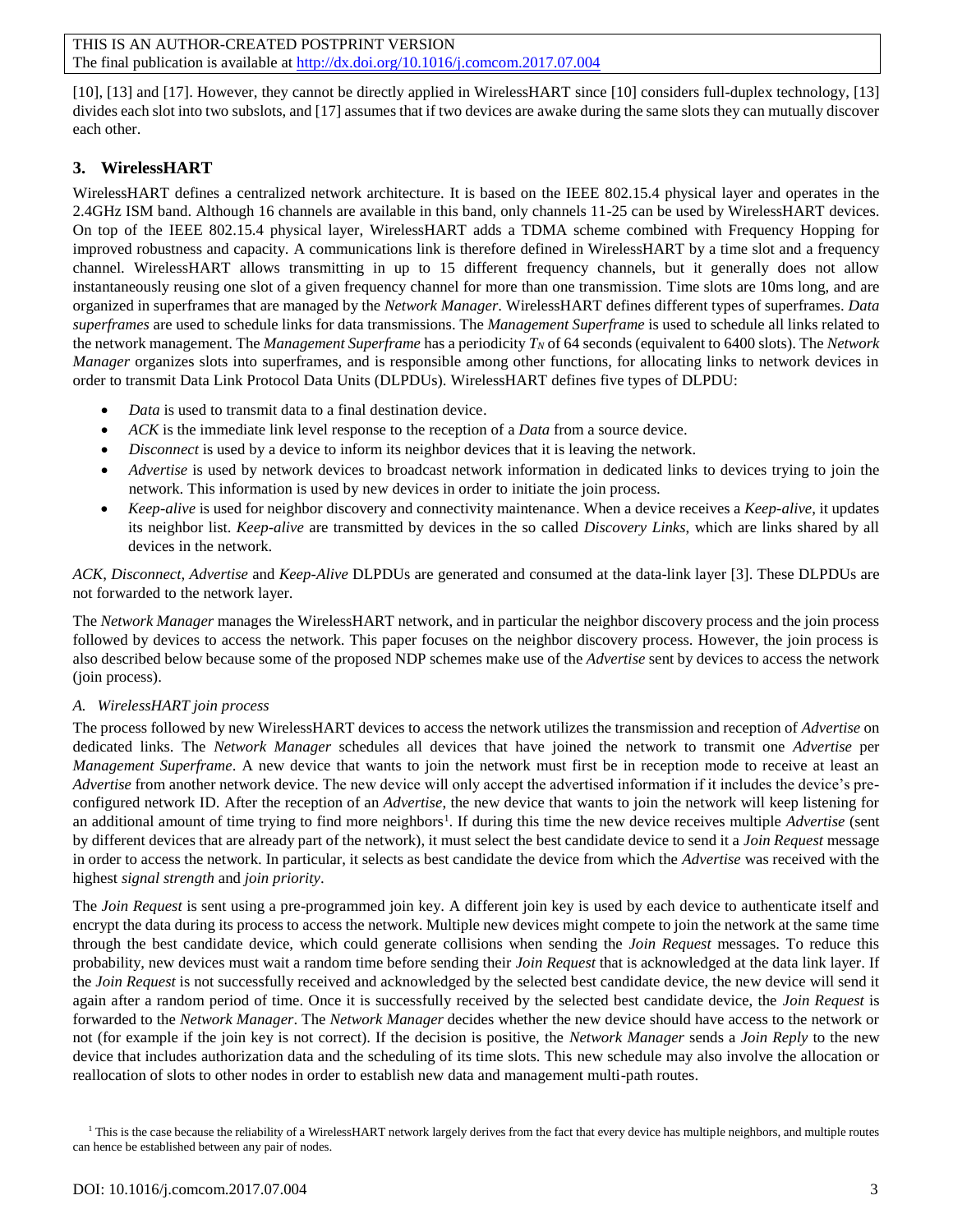[10], [13] and [17]. However, they cannot be directly applied in WirelessHART since [10] considers full-duplex technology, [13] divides each slot into two subslots, and [17] assumes that if two devices are awake during the same slots they can mutually discover each other.

## 3. WirelessHART

WirelessHART defines a centralized network architecture. It is based on the IEEE 802.15.4 physical layer and operates in the 2.4GHz ISM band. Although 16 channels are available in this band, only channels 11-25 can be used by WirelessHART devices. On top of the IEEE 802.15.4 physical layer, WirelessHART adds a TDMA scheme combined with Frequency Hopping for improved robustness and capacity. A communications link is therefore defined in WirelessHART by a time slot and a frequency channel. WirelessHART allows transmitting in up to 15 different frequency channels, but it generally does not allow instantaneously reusing one slot of a given frequency channel for more than one transmission. Time slots are 10ms long, and are organized in superframes that are managed by the *Network Manager*. WirelessHART defines different types of superframes. *Data superframes* are used to schedule links for data transmissions. The *Management Superframe* is used to schedule all links related to the network management. The *Management Superframe* has a periodicity $T_N$ of 64 seconds (equivalent to 6400 slots). The *Network Manager* organizes slots into superframes, and is responsible among other functions, for allocating links to network devices in order to transmit Data Link Protocol Data Units (DLPDUs). WirelessHART defines five types of DLPDU:

- *Data* is used to transmit data to a final destination device.
- *ACK* is the immediate link level response to the reception of a *Data* from a source device.
- *Disconnect* is used by a device to inform its neighbor devices that it is leaving the network.
- *Advertise* is used by network devices to broadcast network information in dedicated links to devices trying to join the network. This information is used by new devices in order to initiate the join process.
- *Keep-alive* is used for neighbor discovery and connectivity maintenance. When a device receives a *Keep-alive*, it updates its neighbor list. *Keep-alive* are transmitted by devices in the so called *Discovery Links*, which are links shared by all devices in the network.

*ACK*, *Disconnect*, *Advertise* and *Keep-Alive* DLPDUs are generated and consumed at the data-link layer [3]. These DLPDUs are not forwarded to the network layer.

The *Network Manager* manages the WirelessHART network, and in particular the neighbor discovery process and the join process followed by devices to access the network. This paper focuses on the neighbor discovery process. However, the join process is also described below because some of the proposed NDP schemes make use of the *Advertise* sent by devices to access the network (join process).

### A. WirelessHART join process

The process followed by new WirelessHART devices to access the network utilizes the transmission and reception of *Advertise* on dedicated links. The *Network Manager* schedules all devices that have joined the network to transmit one *Advertise* per *Management Superframe*. A new device that wants to join the network must first be in reception mode to receive at least an *Advertise* from another network device. The new device will only accept the advertised information if it includes the device's pre-configured network ID. After the reception of an *Advertise*, the new device that wants to join the network will keep listening for an additional amount of time trying to find more neighbors[1]. If during this time the new device receives multiple *Advertise* (sent by different devices that are already part of the network), it must select the best candidate device to send it a *Join Request* message in order to access the network. In particular, it selects as best candidate the device from which the *Advertise* was received with the highest *signal strength* and *join priority*.

The *Join Request* is sent using a pre-programmed join key. A different join key is used by each device to authenticate itself and encrypt the data during its process to access the network. Multiple new devices might compete to join the network at the same time through the best candidate device, which could generate collisions when sending the *Join Request* messages. To reduce this probability, new devices must wait a random time before sending their *Join Request* that is acknowledged at the data link layer. If the *Join Request* is not successfully received and acknowledged by the selected best candidate device, the new device will send it again after a random period of time. Once it is successfully received by the selected best candidate device, the *Join Request* is forwarded to the *Network Manager*. The *Network Manager* decides whether the new device should have access to the network or not (for example if the join key is not correct). If the decision is positive, the *Network Manager* sends a *Join Reply* to the new device that includes authorization data and the scheduling of its time slots. This new schedule may also involve the allocation or reallocation of slots to other nodes in order to establish new data and management multi-path routes.

[1] This is the case because the reliability of a WirelessHART network largely derives from the fact that every device has multiple neighbors, and multiple routes can hence be established between any pair of nodes.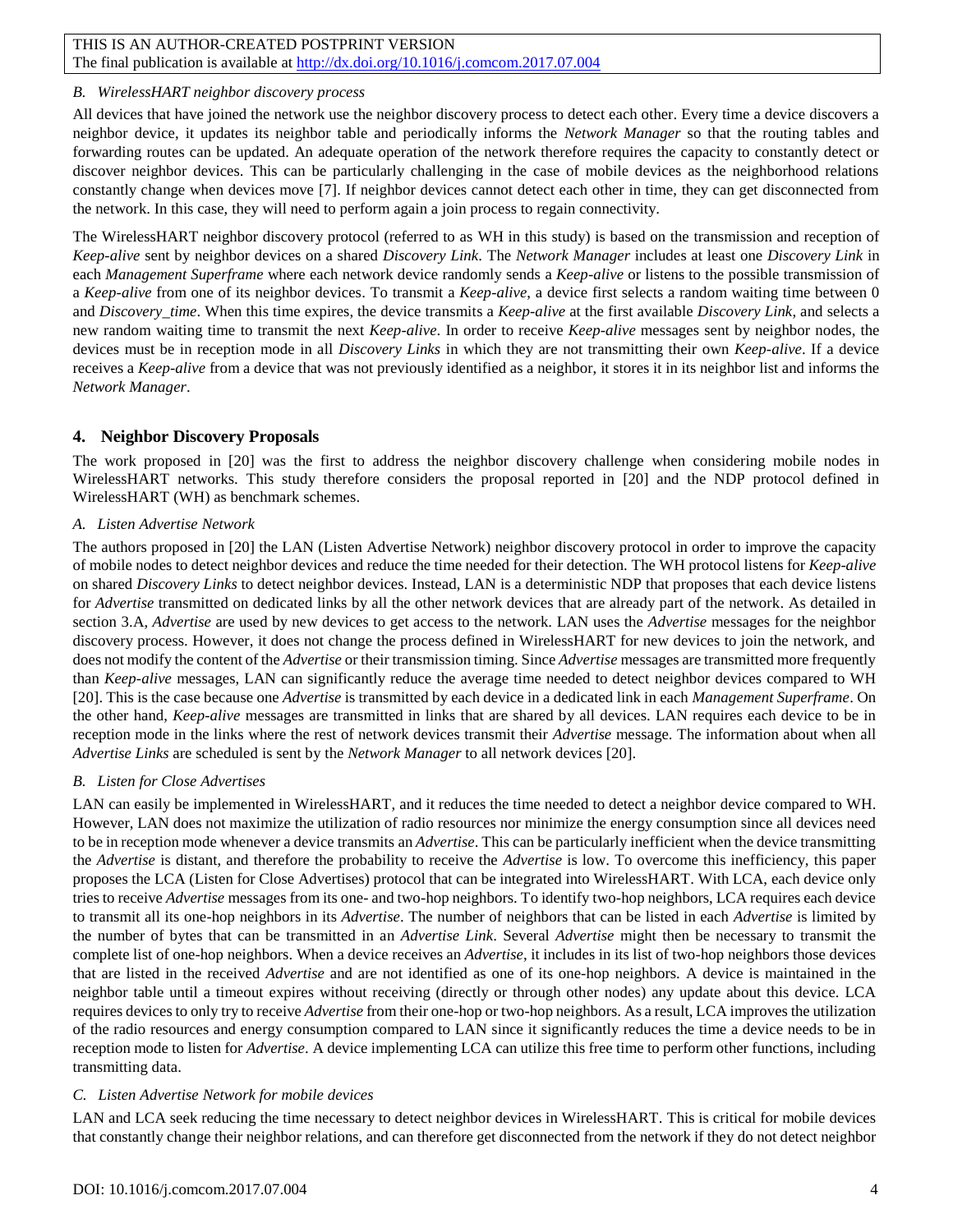### B. *WirelessHART neighbor discovery process*

All devices that have joined the network use the neighbor discovery process to detect each other. Every time a device discovers a neighbor device, it updates its neighbor table and periodically informs the *Network Manager* so that the routing tables and forwarding routes can be updated. An adequate operation of the network therefore requires the capacity to constantly detect or discover neighbor devices. This can be particularly challenging in the case of mobile devices as the neighborhood relations constantly change when devices move [7]. If neighbor devices cannot detect each other in time, they can get disconnected from the network. In this case, they will need to perform again a join process to regain connectivity.

The WirelessHART neighbor discovery protocol (referred to as WH in this study) is based on the transmission and reception of *Keep-alive* sent by neighbor devices on a shared *Discovery Link*. The *Network Manager* includes at least one *Discovery Link* in each *Management Superframe* where each network device randomly sends a *Keep-alive* or listens to the possible transmission of a *Keep-alive* from one of its neighbor devices. To transmit a *Keep-alive*, a device first selects a random waiting time between 0 and *Discovery_time*. When this time expires, the device transmits a *Keep-alive* at the first available *Discovery Link*, and selects a new random waiting time to transmit the next *Keep-alive*. In order to receive *Keep-alive* messages sent by neighbor nodes, the devices must be in reception mode in all *Discovery Links* in which they are not transmitting their own *Keep-alive*. If a device receives a *Keep-alive* from a device that was not previously identified as a neighbor, it stores it in its neighbor list and informs the *Network Manager*.

## 4. Neighbor Discovery Proposals

The work proposed in [20] was the first to address the neighbor discovery challenge when considering mobile nodes in WirelessHART networks. This study therefore considers the proposal reported in [20] and the NDP protocol defined in WirelessHART (WH) as benchmark schemes.

### A. *Listen Advertise Network*

The authors proposed in [20] the LAN (Listen Advertise Network) neighbor discovery protocol in order to improve the capacity of mobile nodes to detect neighbor devices and reduce the time needed for their detection. The WH protocol listens for *Keep-alive* on shared *Discovery Links* to detect neighbor devices. Instead, LAN is a deterministic NDP that proposes that each device listens for *Advertise* transmitted on dedicated links by all the other network devices that are already part of the network. As detailed in section 3.A, *Advertise* are used by new devices to get access to the network. LAN uses the *Advertise* messages for the neighbor discovery process. However, it does not change the process defined in WirelessHART for new devices to join the network, and does not modify the content of the *Advertise* or their transmission timing. Since *Advertise* messages are transmitted more frequently than *Keep-alive* messages, LAN can significantly reduce the average time needed to detect neighbor devices compared to WH [20]. This is the case because one *Advertise* is transmitted by each device in a dedicated link in each *Management Superframe*. On the other hand, *Keep-alive* messages are transmitted in links that are shared by all devices. LAN requires each device to be in reception mode in the links where the rest of network devices transmit their *Advertise* message. The information about when all *Advertise Links* are scheduled is sent by the *Network Manager* to all network devices [20].

### B. *Listen for Close Advertises*

LAN can easily be implemented in WirelessHART, and it reduces the time needed to detect a neighbor device compared to WH. However, LAN does not maximize the utilization of radio resources nor minimize the energy consumption since all devices need to be in reception mode whenever a device transmits an *Advertise*. This can be particularly inefficient when the device transmitting the *Advertise* is distant, and therefore the probability to receive the *Advertise* is low. To overcome this inefficiency, this paper proposes the LCA (Listen for Close Advertises) protocol that can be integrated into WirelessHART. With LCA, each device only tries to receive *Advertise* messages from its one- and two-hop neighbors. To identify two-hop neighbors, LCA requires each device to transmit all its one-hop neighbors in its *Advertise*. The number of neighbors that can be listed in each *Advertise* is limited by the number of bytes that can be transmitted in an *Advertise Link*. Several *Advertise* might then be necessary to transmit the complete list of one-hop neighbors. When a device receives an *Advertise*, it includes in its list of two-hop neighbors those devices that are listed in the received *Advertise* and are not identified as one of its one-hop neighbors. A device is maintained in the neighbor table until a timeout expires without receiving (directly or through other nodes) any update about this device. LCA requires devices to only try to receive *Advertise* from their one-hop or two-hop neighbors. As a result, LCA improves the utilization of the radio resources and energy consumption compared to LAN since it significantly reduces the time a device needs to be in reception mode to listen for *Advertise*. A device implementing LCA can utilize this free time to perform other functions, including transmitting data.

### C. *Listen Advertise Network for mobile devices*

LAN and LCA seek reducing the time necessary to detect neighbor devices in WirelessHART. This is critical for mobile devices that constantly change their neighbor relations, and can therefore get disconnected from the network if they do not detect neighbor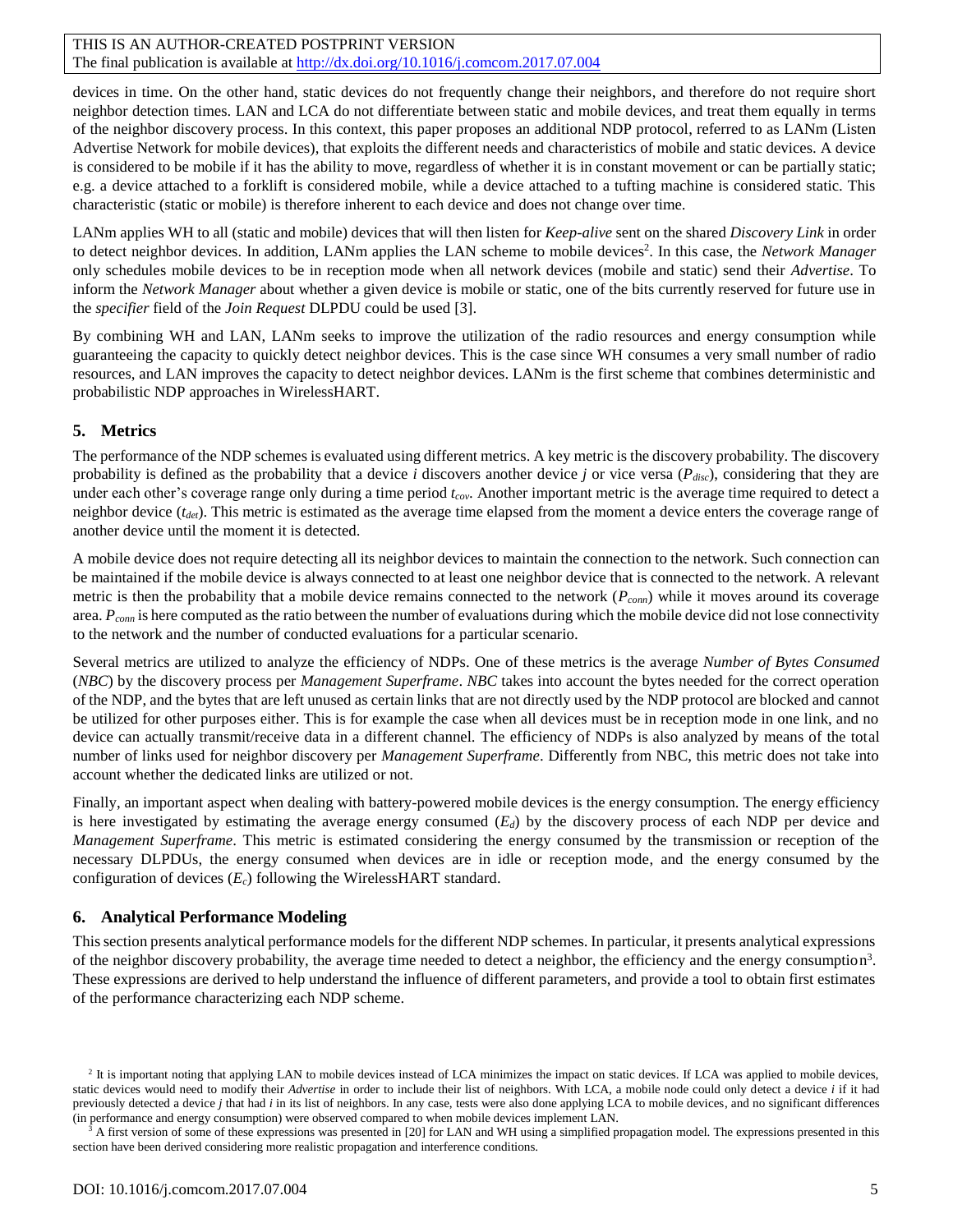devices in time. On the other hand, static devices do not frequently change their neighbors, and therefore do not require short neighbor detection times. LAN and LCA do not differentiate between static and mobile devices, and treat them equally in terms of the neighbor discovery process. In this context, this paper proposes an additional NDP protocol, referred to as LANm (Listen Advertise Network for mobile devices), that exploits the different needs and characteristics of mobile and static devices. A device is considered to be mobile if it has the ability to move, regardless of whether it is in constant movement or can be partially static; e.g. a device attached to a forklift is considered mobile, while a device attached to a tufting machine is considered static. This characteristic (static or mobile) is therefore inherent to each device and does not change over time.

LANm applies WH to all (static and mobile) devices that will then listen for *Keep-alive* sent on the shared *Discovery Link* in order to detect neighbor devices. In addition, LANm applies the LAN scheme to mobile devices[2]. In this case, the *Network Manager* only schedules mobile devices to be in reception mode when all network devices (mobile and static) send their *Advertise*. To inform the *Network Manager* about whether a given device is mobile or static, one of the bits currently reserved for future use in the *specifier* field of the *Join Request* DLPDU could be used [3].

By combining WH and LAN, LANm seeks to improve the utilization of the radio resources and energy consumption while guaranteeing the capacity to quickly detect neighbor devices. This is the case since WH consumes a very small number of radio resources, and LAN improves the capacity to detect neighbor devices. LANm is the first scheme that combines deterministic and probabilistic NDP approaches in WirelessHART.

## 5. Metrics

The performance of the NDP schemes is evaluated using different metrics. A key metric is the discovery probability. The discovery probability is defined as the probability that a device *i* discovers another device *j* or vice versa ($P_{disc}$), considering that they are under each other's coverage range only during a time period $t_{cov}$. Another important metric is the average time required to detect a neighbor device ($t_{det}$). This metric is estimated as the average time elapsed from the moment a device enters the coverage range of another device until the moment it is detected.

A mobile device does not require detecting all its neighbor devices to maintain the connection to the network. Such connection can be maintained if the mobile device is always connected to at least one neighbor device that is connected to the network. A relevant metric is then the probability that a mobile device remains connected to the network ($P_{conn}$) while it moves around its coverage area. $P_{conn}$ is here computed as the ratio between the number of evaluations during which the mobile device did not lose connectivity to the network and the number of conducted evaluations for a particular scenario.

Several metrics are utilized to analyze the efficiency of NDPs. One of these metrics is the average *Number of Bytes Consumed* (*NBC*) by the discovery process per *Management Superframe*. *NBC* takes into account the bytes needed for the correct operation of the NDP, and the bytes that are left unused as certain links that are not directly used by the NDP protocol are blocked and cannot be utilized for other purposes either. This is for example the case when all devices must be in reception mode in one link, and no device can actually transmit/receive data in a different channel. The efficiency of NDPs is also analyzed by means of the total number of links used for neighbor discovery per *Management Superframe*. Differently from NBC, this metric does not take into account whether the dedicated links are utilized or not.

Finally, an important aspect when dealing with battery-powered mobile devices is the energy consumption. The energy efficiency is here investigated by estimating the average energy consumed ($E_d$) by the discovery process of each NDP per device and *Management Superframe*. This metric is estimated considering the energy consumed by the transmission or reception of the necessary DLPDUs, the energy consumed when devices are in idle or reception mode, and the energy consumed by the configuration of devices ($E_c$) following the WirelessHART standard.

## 6. Analytical Performance Modeling

This section presents analytical performance models for the different NDP schemes. In particular, it presents analytical expressions of the neighbor discovery probability, the average time needed to detect a neighbor, the efficiency and the energy consumption[3]. These expressions are derived to help understand the influence of different parameters, and provide a tool to obtain first estimates of the performance characterizing each NDP scheme.

---

[2] It is important noting that applying LAN to mobile devices instead of LCA minimizes the impact on static devices. If LCA was applied to mobile devices, static devices would need to modify their *Advertise* in order to include their list of neighbors. With LCA, a mobile node could only detect a device *i* if it had previously detected a device *j* that had *i* in its list of neighbors. In any case, tests were also done applying LCA to mobile devices, and no significant differences (in performance and energy consumption) were observed compared to when mobile devices implement LAN.

[3] A first version of some of these expressions was presented in [20] for LAN and WH using a simplified propagation model. The expressions presented in this section have been derived considering more realistic propagation and interference conditions.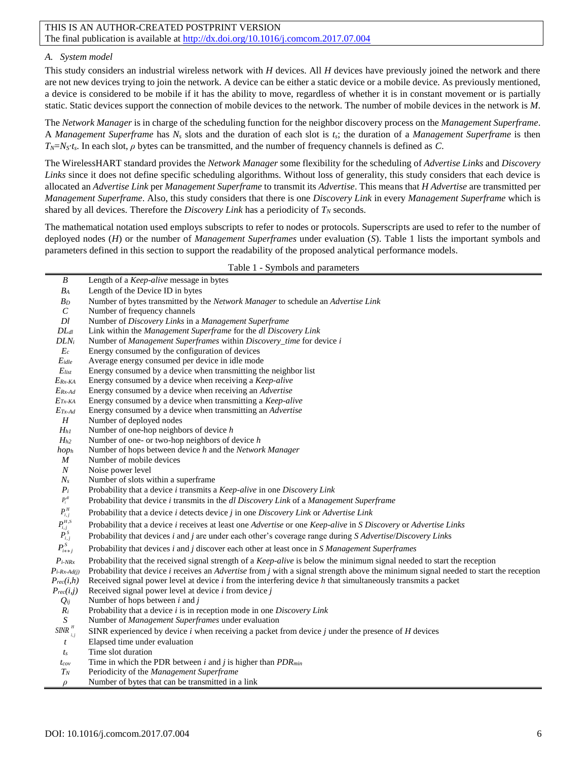THIS IS AN AUTHOR-CREATED POSTPRINT VERSION
The final publication is available at http://dx.doi.org/10.1016/j.comcom.2017.07.004

### *A. System model*

This study considers an industrial wireless network with *H* devices. All *H* devices have previously joined the network and there are not new devices trying to join the network. A device can be either a static device or a mobile device. As previously mentioned, a device is considered to be mobile if it has the ability to move, regardless of whether it is in constant movement or is partially static. Static devices support the connection of mobile devices to the network. The number of mobile devices in the network is *M*.

The *Network Manager* is in charge of the scheduling function for the neighbor discovery process on the *Management Superframe*. A *Management Superframe* has $N_s$ slots and the duration of each slot is $t_s$; the duration of a *Management Superframe* is then $T_N=N_S \cdot t_s$. In each slot, $\rho$ bytes can be transmitted, and the number of frequency channels is defined as *C*.

The WirelessHART standard provides the *Network Manager* some flexibility for the scheduling of *Advertise Links* and *Discovery Links* since it does not define specific scheduling algorithms. Without loss of generality, this study considers that each device is allocated an *Advertise Link* per *Management Superframe* to transmit its *Advertise*. This means that *H Advertise* are transmitted per *Management Superframe*. Also, this study considers that there is one *Discovery Link* in every *Management Superframe* which is shared by all devices. Therefore the *Discovery Link* has a periodicity of $T_N$ seconds.

The mathematical notation used employs subscripts to refer to nodes or protocols. Superscripts are used to refer to the number of deployed nodes (*H*) or the number of *Management Superframes* under evaluation (*S*). Table 1 lists the important symbols and parameters defined in this section to support the readability of the proposed analytical performance models.

Table 1 - Symbols and parameters

| Symbol | Description |
|---|---|
| $B$ | Length of a *Keep-alive* message in bytes |
| $B_A$ | Length of the Device ID in bytes |
| $B_D$ | Number of bytes transmitted by the *Network Manager* to schedule an *Advertise Link* |
| $C$ | Number of frequency channels |
| $Dl$ | Number of *Discovery Links* in a *Management Superframe* |
| $DL_{dl}$ | Link within the *Management Superframe* for the *dl Discovery Link* |
| $DLN_i$ | Number of *Management Superframes* within *Discovery_time* for device *i* |
| $E_c$ | Energy consumed by the configuration of devices |
| $E_{idle}$ | Average energy consumed per device in idle mode |
| $E_{list}$ | Energy consumed by a device when transmitting the neighbor list |
| $E_{Rx\text{-}KA}$ | Energy consumed by a device when receiving a *Keep-alive* |
| $E_{Rx\text{-}Ad}$ | Energy consumed by a device when receiving an *Advertise* |
| $E_{Tx\text{-}KA}$ | Energy consumed by a device when transmitting a *Keep-alive* |
| $E_{Tx\text{-}Ad}$ | Energy consumed by a device when transmitting an *Advertise* |
| $H$ | Number of deployed nodes |
| $H_{h1}$ | Number of one-hop neighbors of device *h* |
| $H_{h2}$ | Number of one- or two-hop neighbors of device *h* |
| $hop_h$ | Number of hops between device *h* and the *Network Manager* |
| $M$ | Number of mobile devices |
| $N$ | Noise power level |
| $N_s$ | Number of slots within a superframe |
| $P_i$ | Probability that a device *i* transmits a *Keep-alive* in one *Discovery Link* |
| $P_i^{dl}$ | Probability that device *i* transmits in the *dl Discovery Link* of a *Management Superframe* |
| $P_{i,j}^{H}$ | Probability that a device *i* detects device *j* in one *Discovery Link* or *Advertise Link* |
| $P_{i,j}^{H,S}$ | Probability that a device *i* receives at least one *Advertise* or one *Keep-alive* in *S Discovery* or *Advertise Links* |
| $P_{i,j}^{S}$ | Probability that devices *i* and *j* are under each other's coverage range during *S Advertise*/*Discovery Links* |
| $P_{i\leftrightarrow j}^{S}$ | Probability that devices *i* and *j* discover each other at least once in *S Management Superframes* |
| $P_{i\text{-}NRx}$ | Probability that the received signal strength of a *Keep-alive* is below the minimum signal needed to start the reception |
| $P_{i\text{-}Rx\text{-}Ad(j)}$ | Probability that device *i* receives an *Advertise* from *j* with a signal strength above the minimum signal needed to start the reception |
| $P_{rec}(i,h)$ | Received signal power level at device *i* from the interfering device *h* that simultaneously transmits a packet |
| $P_{rec}(i,j)$ | Received signal power level at device *i* from device *j* |
| $Q_{ij}$ | Number of hops between *i* and *j* |
| $R_i$ | Probability that a device *i* is in reception mode in one *Discovery Link* |
| $S$ | Number of *Management Superframes* under evaluation |
| $SINR_{i,j}^{H}$ | SINR experienced by device *i* when receiving a packet from device *j* under the presence of *H* devices |
| $t$ | Elapsed time under evaluation |
| $t_s$ | Time slot duration |
| $t_{cov}$ | Time in which the PDR between *i* and *j* is higher than $PDR_{min}$ |
| $T_N$ | Periodicity of the *Management Superframe* |
| $\rho$ | Number of bytes that can be transmitted in a link |

DOI: 10.1016/j.comcom.2017.07.004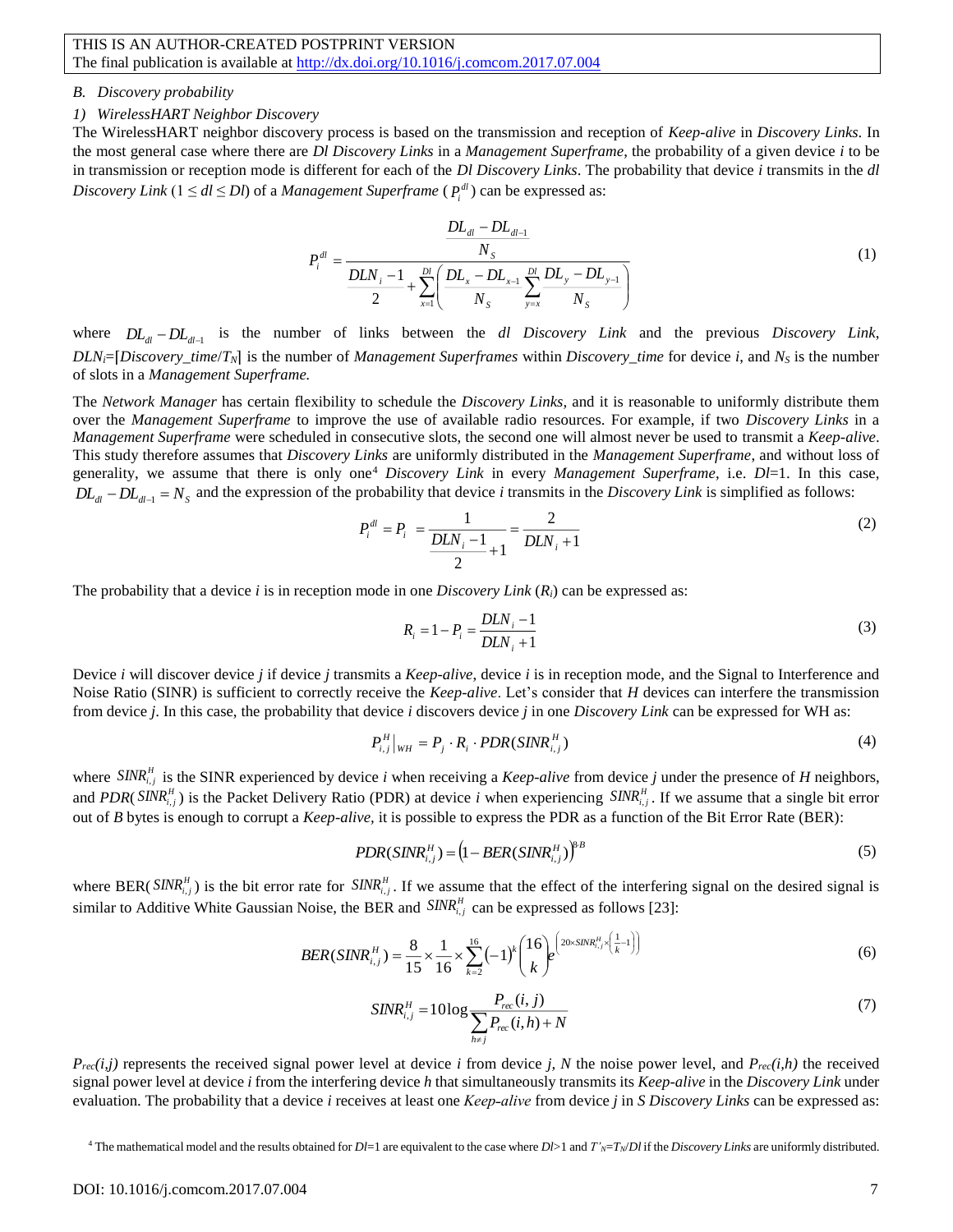### B. Discovery probability

#### 1) WirelessHART Neighbor Discovery

The WirelessHART neighbor discovery process is based on the transmission and reception of *Keep-alive* in *Discovery Links*. In the most general case where there are *Dl Discovery Links* in a *Management Superframe*, the probability of a given device *i* to be in transmission or reception mode is different for each of the *Dl Discovery Links*. The probability that device *i* transmits in the *dl Discovery Link* ($1 \leq dl \leq Dl$) of a *Management Superframe* ($P_i^{dl}$) can be expressed as:

$$P_i^{dl} = \frac{\dfrac{DL_{dl} - DL_{dl-1}}{N_S}}{\dfrac{DLN_i - 1}{2} + \displaystyle\sum_{x=1}^{Dl}\left( \frac{DL_x - DL_{x-1}}{N_S} \sum_{y=x}^{Dl} \frac{DL_y - DL_{y-1}}{N_S} \right)} \tag{1}$$

where $DL_{dl} - DL_{dl-1}$ is the number of links between the *dl Discovery Link* and the previous *Discovery Link*, $DLN_i$=[*Discovery_time*/$T_N$] is the number of *Management Superframes* within *Discovery_time* for device *i*, and $N_S$ is the number of slots in a *Management Superframe.*

The *Network Manager* has certain flexibility to schedule the *Discovery Links*, and it is reasonable to uniformly distribute them over the *Management Superframe* to improve the use of available radio resources. For example, if two *Discovery Links* in a *Management Superframe* were scheduled in consecutive slots, the second one will almost never be used to transmit a *Keep-alive*. This study therefore assumes that *Discovery Links* are uniformly distributed in the *Management Superframe*, and without loss of generality, we assume that there is only one[4] *Discovery Link* in every *Management Superframe*, i.e. *Dl*=1. In this case, $DL_{dl} - DL_{dl-1} = N_S$ and the expression of the probability that device *i* transmits in the *Discovery Link* is simplified as follows:

$$P_i^{dl} = P_i = \frac{1}{\dfrac{DLN_i - 1}{2} + 1} = \frac{2}{DLN_i + 1} \tag{2}$$

The probability that a device *i* is in reception mode in one *Discovery Link* ($R_i$) can be expressed as:

$$R_i = 1 - P_i = \frac{DLN_i - 1}{DLN_i + 1} \tag{3}$$

Device *i* will discover device *j* if device *j* transmits a *Keep-alive*, device *i* is in reception mode, and the Signal to Interference and Noise Ratio (SINR) is sufficient to correctly receive the *Keep-alive*. Let's consider that *H* devices can interfere the transmission from device *j*. In this case, the probability that device *i* discovers device *j* in one *Discovery Link* can be expressed for WH as:

$$P_{i,j}^H\big|_{WH} = P_j \cdot R_i \cdot PDR(SINR_{i,j}^H) \tag{4}$$

where $SINR_{i,j}^H$ is the SINR experienced by device *i* when receiving a *Keep-alive* from device *j* under the presence of *H* neighbors, and *PDR*($SINR_{i,j}^H$) is the Packet Delivery Ratio (PDR) at device *i* when experiencing $SINR_{i,j}^H$. If we assume that a single bit error out of *B* bytes is enough to corrupt a *Keep-alive,* it is possible to express the PDR as a function of the Bit Error Rate (BER):

$$PDR(SINR_{i,j}^H) = \left(1 - BER(SINR_{i,j}^H)\right)^{8 \cdot B} \tag{5}$$

where BER($SINR_{i,j}^H$) is the bit error rate for $SINR_{i,j}^H$. If we assume that the effect of the interfering signal on the desired signal is similar to Additive White Gaussian Noise, the BER and $SINR_{i,j}^H$ can be expressed as follows [23]:

$$BER(SINR_{i,j}^H) = \frac{8}{15} \times \frac{1}{16} \times \sum_{k=2}^{16} (-1)^k \binom{16}{k} e^{\left(20 \times SINR_{i,j}^H \times \left(\frac{1}{k} - 1\right)\right)} \tag{6}$$

$$SINR_{i,j}^H = 10\log \frac{P_{rec}(i,j)}{\sum_{h \neq j} P_{rec}(i,h) + N} \tag{7}$$

$P_{rec}(i,j)$ represents the received signal power level at device *i* from device *j*, *N* the noise power level, and $P_{rec}(i,h)$ the received signal power level at device *i* from the interfering device *h* that simultaneously transmits its *Keep-alive* in the *Discovery Link* under evaluation. The probability that a device *i* receives at least one *Keep-alive* from device *j* in *S Discovery Links* can be expressed as:

[4] The mathematical model and the results obtained for *Dl*=1 are equivalent to the case where *Dl*>1 and $T'_N$=$T_N$/*Dl* if the *Discovery Links* are uniformly distributed.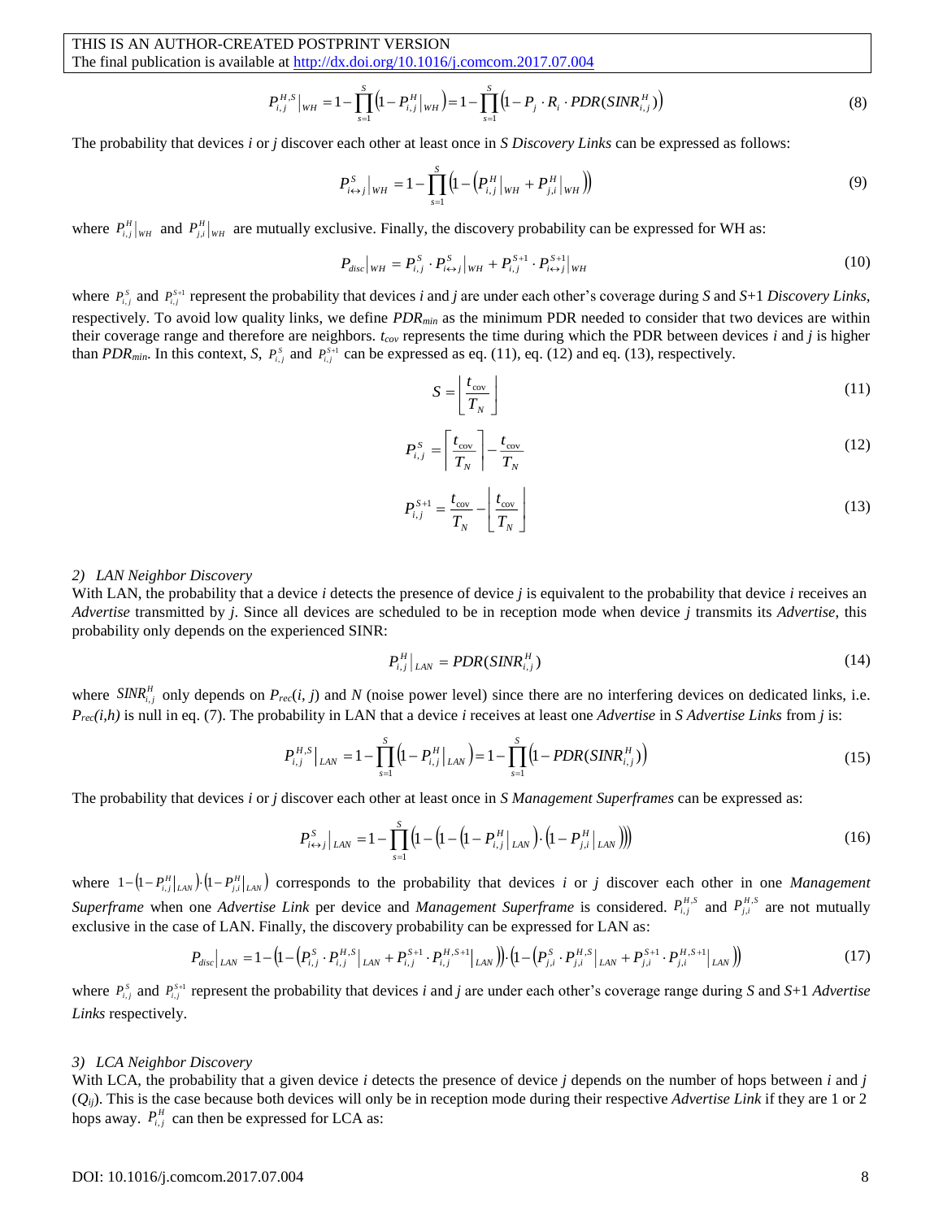$$P_{i,j}^{H,S}\big|_{WH} = 1-\prod_{s=1}^{S}\left(1-P_{i,j}^{H}\big|_{WH}\right) = 1-\prod_{s=1}^{S}\left(1-P_j \cdot R_i \cdot PDR(SINR_{i,j}^{H})\right) \tag{8}$$

The probability that devices *i* or *j* discover each other at least once in *S Discovery Links* can be expressed as follows:

$$P_{i\leftrightarrow j}^{S}\big|_{WH} = 1-\prod_{s=1}^{S}\left(1-\left(P_{i,j}^{H}\big|_{WH}+P_{j,i}^{H}\big|_{WH}\right)\right) \tag{9}$$

where $P_{i,j}^{H}\big|_{WH}$ and $P_{j,i}^{H}\big|_{WH}$ are mutually exclusive. Finally, the discovery probability can be expressed for WH as:

$$P_{disc}\big|_{WH} = P_{i,j}^{S}\cdot P_{i\leftrightarrow j}^{S}\big|_{WH} + P_{i,j}^{S+1}\cdot P_{i\leftrightarrow j}^{S+1}\big|_{WH} \tag{10}$$

where $P_{i,j}^{S}$ and $P_{i,j}^{S+1}$ represent the probability that devices *i* and *j* are under each other's coverage during *S* and *S*+1 *Discovery Links*, respectively. To avoid low quality links, we define $PDR_{min}$ as the minimum PDR needed to consider that two devices are within their coverage range and therefore are neighbors. $t_{cov}$ represents the time during which the PDR between devices *i* and *j* is higher than $PDR_{min}$. In this context, *S*, $P_{i,j}^{S}$ and $P_{i,j}^{S+1}$ can be expressed as eq. (11), eq. (12) and eq. (13), respectively.

$$S = \left\lfloor \frac{t_{cov}}{T_N} \right\rfloor \tag{11}$$

$$P_{i,j}^{S} = \left\lceil \frac{t_{cov}}{T_N} \right\rceil - \frac{t_{cov}}{T_N} \tag{12}$$

$$P_{i,j}^{S+1} = \frac{t_{cov}}{T_N} - \left\lfloor \frac{t_{cov}}{T_N} \right\rfloor \tag{13}$$

*2) LAN Neighbor Discovery*

With LAN, the probability that a device *i* detects the presence of device *j* is equivalent to the probability that device *i* receives an *Advertise* transmitted by *j*. Since all devices are scheduled to be in reception mode when device *j* transmits its *Advertise*, this probability only depends on the experienced SINR:

$$P_{i,j}^{H}\big|_{LAN} = PDR(SINR_{i,j}^{H}) \tag{14}$$

where $SINR_{i,j}^{H}$ only depends on $P_{rec}(i, j)$ and *N* (noise power level) since there are no interfering devices on dedicated links, i.e. $P_{rec}(i,h)$ is null in eq. (7). The probability in LAN that a device *i* receives at least one *Advertise* in *S Advertise Links* from *j* is:

$$P_{i,j}^{H,S}\big|_{LAN} = 1-\prod_{s=1}^{S}\left(1-P_{i,j}^{H}\big|_{LAN}\right) = 1-\prod_{s=1}^{S}\left(1-PDR(SINR_{i,j}^{H})\right) \tag{15}$$

The probability that devices *i* or *j* discover each other at least once in *S Management Superframes* can be expressed as:

$$P_{i\leftrightarrow j}^{S}\big|_{LAN} = 1-\prod_{s=1}^{S}\left(1-\left(1-\left(1-P_{i,j}^{H}\big|_{LAN}\right)\cdot\left(1-P_{j,i}^{H}\big|_{LAN}\right)\right)\right) \tag{16}$$

where $1-\left(1-P_{i,j}^{H}\big|_{LAN}\right)\cdot\left(1-P_{j,i}^{H}\big|_{LAN}\right)$ corresponds to the probability that devices *i* or *j* discover each other in one *Management Superframe* when one *Advertise Link* per device and *Management Superframe* is considered. $P_{i,j}^{H,S}$ and $P_{j,i}^{H,S}$ are not mutually exclusive in the case of LAN. Finally, the discovery probability can be expressed for LAN as:

$$P_{disc}\big|_{LAN} = 1-\left(1-\left(P_{i,j}^{S}\cdot P_{i,j}^{H,S}\big|_{LAN}+P_{i,j}^{S+1}\cdot P_{i,j}^{H,S+1}\big|_{LAN}\right)\right)\cdot\left(1-\left(P_{j,i}^{S}\cdot P_{j,i}^{H,S}\big|_{LAN}+P_{j,i}^{S+1}\cdot P_{j,i}^{H,S+1}\big|_{LAN}\right)\right) \tag{17}$$

where $P_{i,j}^{S}$ and $P_{i,j}^{S+1}$ represent the probability that devices *i* and *j* are under each other's coverage range during *S* and *S*+1 *Advertise Links* respectively.

*3) LCA Neighbor Discovery*

With LCA, the probability that a given device *i* detects the presence of device *j* depends on the number of hops between *i* and *j* ($Q_{ij}$). This is the case because both devices will only be in reception mode during their respective *Advertise Link* if they are 1 or 2 hops away. $P_{i,j}^{H}$ can then be expressed for LCA as: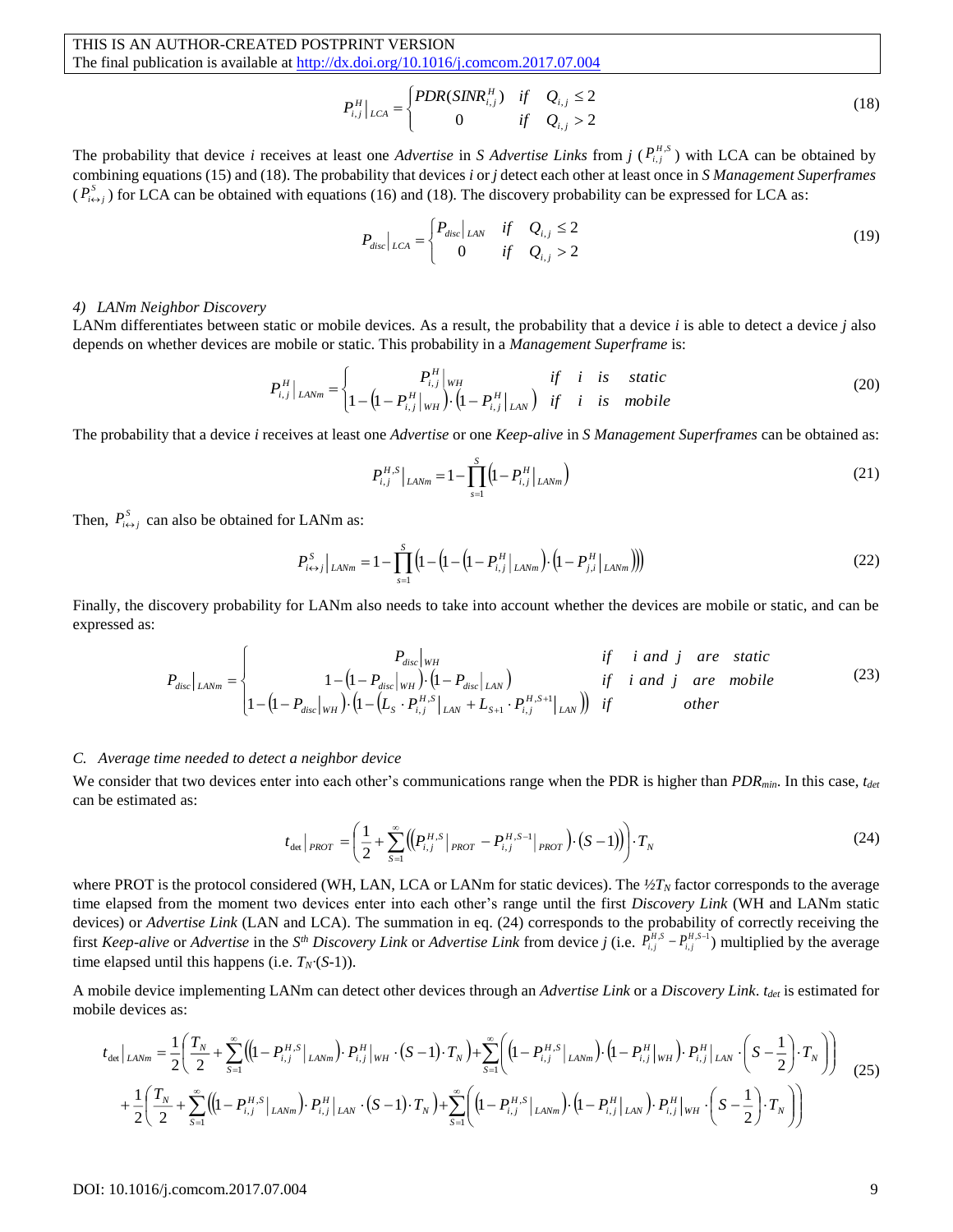$$P_{i,j}^{H}\big|_{LCA} = \begin{cases} PDR(SINR_{i,j}^{H}) & if \quad Q_{i,j} \le 2 \\ 0 & if \quad Q_{i,j} > 2 \end{cases} \tag{18}$$

The probability that device *i* receives at least one *Advertise* in *S Advertise Links* from *j* ($P_{i,j}^{H,S}$) with LCA can be obtained by combining equations (15) and (18). The probability that devices *i* or *j* detect each other at least once in *S Management Superframes* ($P_{i\leftrightarrow j}^{S}$) for LCA can be obtained with equations (16) and (18). The discovery probability can be expressed for LCA as:

$$P_{disc}\big|_{LCA} = \begin{cases} P_{disc}\big|_{LAN} & if \quad Q_{i,j} \le 2 \\ 0 & if \quad Q_{i,j} > 2 \end{cases} \tag{19}$$

#### 4) LANm Neighbor Discovery

LANm differentiates between static or mobile devices. As a result, the probability that a device *i* is able to detect a device *j* also depends on whether devices are mobile or static. This probability in a *Management Superframe* is:

$$P_{i,j}^{H}\big|_{LANm} = \begin{cases} P_{i,j}^{H}\big|_{WH} & if \quad i \quad is \quad static \\ 1-\left(1-P_{i,j}^{H}\big|_{WH}\right)\cdot\left(1-P_{i,j}^{H}\big|_{LAN}\right) & if \quad i \quad is \quad mobile \end{cases} \tag{20}$$

The probability that a device *i* receives at least one *Advertise* or one *Keep-alive* in *S Management Superframes* can be obtained as:

$$P_{i,j}^{H,S}\big|_{LANm} = 1-\prod_{s=1}^{S}\left(1-P_{i,j}^{H}\big|_{LANm}\right) \tag{21}$$

Then, $P_{i\leftrightarrow j}^{S}$ can also be obtained for LANm as:

$$P_{i\leftrightarrow j}^{S}\big|_{LANm} = 1-\prod_{s=1}^{S}\left(1-\left(1-\left(1-P_{i,j}^{H}\big|_{LANm}\right)\cdot\left(1-P_{j,i}^{H}\big|_{LANm}\right)\right)\right) \tag{22}$$

Finally, the discovery probability for LANm also needs to take into account whether the devices are mobile or static, and can be expressed as:

$$P_{disc}\big|_{LANm} = \begin{cases} P_{disc}\big|_{WH} & if \quad i \; and \; j \quad are \quad static \\ 1-\left(1-P_{disc}\big|_{WH}\right)\cdot\left(1-P_{disc}\big|_{LAN}\right) & if \quad i \; and \; j \quad are \quad mobile \\ 1-\left(1-P_{disc}\big|_{WH}\right)\cdot\left(1-\left(L_S\cdot P_{i,j}^{H,S}\big|_{LAN}+L_{S+1}\cdot P_{i,j}^{H,S+1}\big|_{LAN}\right)\right) & if \quad other \end{cases} \tag{23}$$

### C. Average time needed to detect a neighbor device

We consider that two devices enter into each other's communications range when the PDR is higher than $PDR_{min}$. In this case, $t_{det}$ can be estimated as:

$$t_{\det}\big|_{PROT} = \left(\frac{1}{2}+\sum_{S=1}^{\infty}\left(\left(P_{i,j}^{H,S}\big|_{PROT}-P_{i,j}^{H,S-1}\big|_{PROT}\right)\cdot(S-1)\right)\right)\cdot T_N \tag{24}$$

where PROT is the protocol considered (WH, LAN, LCA or LANm for static devices). The $\frac{1}{2}T_N$ factor corresponds to the average time elapsed from the moment two devices enter into each other's range until the first *Discovery Link* (WH and LANm static devices) or *Advertise Link* (LAN and LCA). The summation in eq. (24) corresponds to the probability of correctly receiving the first *Keep-alive* or *Advertise* in the $S^{th}$ *Discovery Link* or *Advertise Link* from device *j* (i.e. $P_{i,j}^{H,S}-P_{i,j}^{H,S-1}$) multiplied by the average time elapsed until this happens (i.e. $T_N\cdot(S-1)$).

A mobile device implementing LANm can detect other devices through an *Advertise Link* or a *Discovery Link*. $t_{det}$ is estimated for mobile devices as:

$$\begin{aligned} t_{\det}\big|_{LANm} = &\frac{1}{2}\left(\frac{T_N}{2}+\sum_{S=1}^{\infty}\left(\left(1-P_{i,j}^{H,S}\big|_{LANm}\right)\cdot P_{i,j}^{H}\big|_{WH}\cdot(S-1)\cdot T_N\right)+\sum_{S=1}^{\infty}\left(\left(1-P_{i,j}^{H,S}\big|_{LANm}\right)\cdot\left(1-P_{i,j}^{H}\big|_{WH}\right)\cdot P_{i,j}^{H}\big|_{LAN}\cdot\left(S-\frac{1}{2}\right)\cdot T_N\right)\right) \\ &+\frac{1}{2}\left(\frac{T_N}{2}+\sum_{S=1}^{\infty}\left(\left(1-P_{i,j}^{H,S}\big|_{LANm}\right)\cdot P_{i,j}^{H}\big|_{LAN}\cdot(S-1)\cdot T_N\right)+\sum_{S=1}^{\infty}\left(\left(1-P_{i,j}^{H,S}\big|_{LANm}\right)\cdot\left(1-P_{i,j}^{H}\big|_{LAN}\right)\cdot P_{i,j}^{H}\big|_{WH}\cdot\left(S-\frac{1}{2}\right)\cdot T_N\right)\right) \end{aligned} \tag{25}$$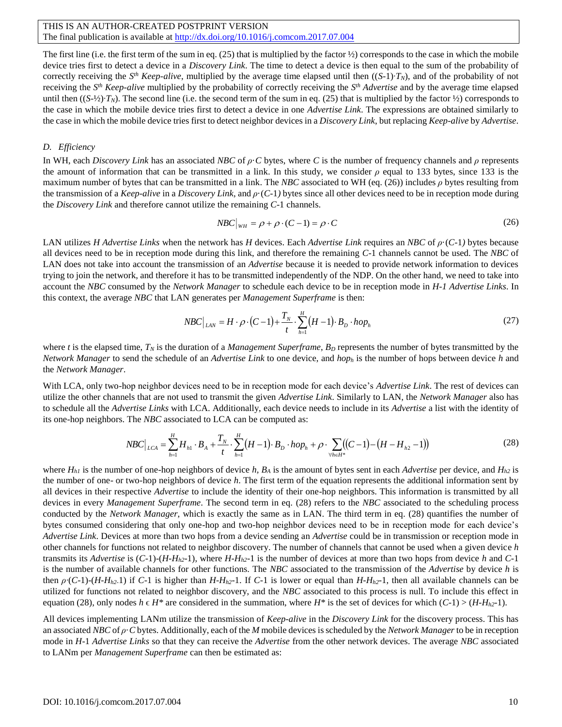The first line (i.e. the first term of the sum in eq. (25) that is multiplied by the factor ½) corresponds to the case in which the mobile device tries first to detect a device in a *Discovery Link*. The time to detect a device is then equal to the sum of the probability of correctly receiving the $S^{th}$ *Keep-alive*, multiplied by the average time elapsed until then $((S\text{-}1)\cdot T_N)$, and of the probability of not receiving the $S^{th}$ *Keep-alive* multiplied by the probability of correctly receiving the $S^{th}$ *Advertise* and by the average time elapsed until then $((S\text{-}½)\cdot T_N)$. The second line (i.e. the second term of the sum in eq. (25) that is multiplied by the factor ½) corresponds to the case in which the mobile device tries first to detect a device in one *Advertise Link*. The expressions are obtained similarly to the case in which the mobile device tries first to detect neighbor devices in a *Discovery Link*, but replacing *Keep-alive* by *Advertise*.

### D. Efficiency

In WH, each *Discovery Link* has an associated *NBC* of $\rho\cdot C$ bytes, where $C$ is the number of frequency channels and $\rho$ represents the amount of information that can be transmitted in a link. In this study, we consider $\rho$ equal to 133 bytes, since 133 is the maximum number of bytes that can be transmitted in a link. The *NBC* associated to WH (eq. (26)) includes $\rho$ bytes resulting from the transmission of a *Keep-alive* in a *Discovery Link*, and $\rho\cdot(C\text{-}1)$ bytes since all other devices need to be in reception mode during the *Discovery Link* and therefore cannot utilize the remaining $C$-1 channels.

$$NBC|_{WH} = \rho + \rho\cdot(C-1) = \rho\cdot C \tag{26}$$

LAN utilizes $H$ *Advertise Links* when the network has $H$ devices. Each *Advertise Link* requires an *NBC* of $\rho\cdot(C\text{-}1)$ bytes because all devices need to be in reception mode during this link, and therefore the remaining $C$-1 channels cannot be used. The *NBC* of LAN does not take into account the transmission of an *Advertise* because it is needed to provide network information to devices trying to join the network, and therefore it has to be transmitted independently of the NDP. On the other hand, we need to take into account the *NBC* consumed by the *Network Manager* to schedule each device to be in reception mode in *H-1 Advertise Links*. In this context, the average *NBC* that LAN generates per *Management Superframe* is then:

$$NBC|_{LAN} = H\cdot\rho\cdot(C-1) + \frac{T_N}{t}\cdot\sum_{h=1}^{H}(H-1)\cdot B_D\cdot hop_h \tag{27}$$

where $t$ is the elapsed time, $T_N$ is the duration of a *Management Superframe*, $B_D$ represents the number of bytes transmitted by the *Network Manager* to send the schedule of an *Advertise Link* to one device, and $hop_h$ is the number of hops between device $h$ and the *Network Manager*.

With LCA, only two-hop neighbor devices need to be in reception mode for each device's *Advertise Link*. The rest of devices can utilize the other channels that are not used to transmit the given *Advertise Link*. Similarly to LAN, the *Network Manager* also has to schedule all the *Advertise Links* with LCA. Additionally, each device needs to include in its *Advertise* a list with the identity of its one-hop neighbors. The *NBC* associated to LCA can be computed as:

$$NBC|_{LCA} = \sum_{h=1}^{H} H_{h1}\cdot B_A + \frac{T_N}{t}\cdot\sum_{h=1}^{H}(H-1)\cdot B_D\cdot hop_h + \rho\cdot\sum_{\forall h\in H^*}\left((C-1)-(H-H_{h2}-1)\right) \tag{28}$$

where $H_{h1}$ is the number of one-hop neighbors of device $h$, $B_A$ is the amount of bytes sent in each *Advertise* per device, and $H_{h2}$ is the number of one- or two-hop neighbors of device $h$. The first term of the equation represents the additional information sent by all devices in their respective *Advertise* to include the identity of their one-hop neighbors. This information is transmitted by all devices in every *Management Superframe*. The second term in eq. (28) refers to the *NBC* associated to the scheduling process conducted by the *Network Manager*, which is exactly the same as in LAN. The third term in eq. (28) quantifies the number of bytes consumed considering that only one-hop and two-hop neighbor devices need to be in reception mode for each device's *Advertise Link*. Devices at more than two hops from a device sending an *Advertise* could be in transmission or reception mode in other channels for functions not related to neighbor discovery. The number of channels that cannot be used when a given device $h$ transmits its *Advertise* is $(C\text{-}1)\text{-}(H\text{-}H_{h2}\text{-}1)$, where $H\text{-}H_{h2}\text{-}1$ is the number of devices at more than two hops from device $h$ and $C$-1 is the number of available channels for other functions. The *NBC* associated to the transmission of the *Advertise* by device $h$ is then $\rho\cdot(C\text{-}1)\text{-}(H\text{-}H_{h2}\text{-}1)$ if $C$-1 is higher than $H\text{-}H_{h2}\text{-}1$. If $C$-1 is lower or equal than $H\text{-}H_{h2}\text{-}1$, then all available channels can be utilized for functions not related to neighbor discovery, and the *NBC* associated to this process is null. To include this effect in equation (28), only nodes $h \in H^*$ are considered in the summation, where $H^*$ is the set of devices for which $(C\text{-}1) > (H\text{-}H_{h2}\text{-}1)$.

All devices implementing LANm utilize the transmission of *Keep-alive* in the *Discovery Link* for the discovery process. This has an associated *NBC* of $\rho\cdot C$ bytes. Additionally, each of the $M$ mobile devices is scheduled by the *Network Manager* to be in reception mode in $H$-1 *Advertise Links* so that they can receive the *Advertise* from the other network devices. The average *NBC* associated to LANm per *Management Superframe* can then be estimated as: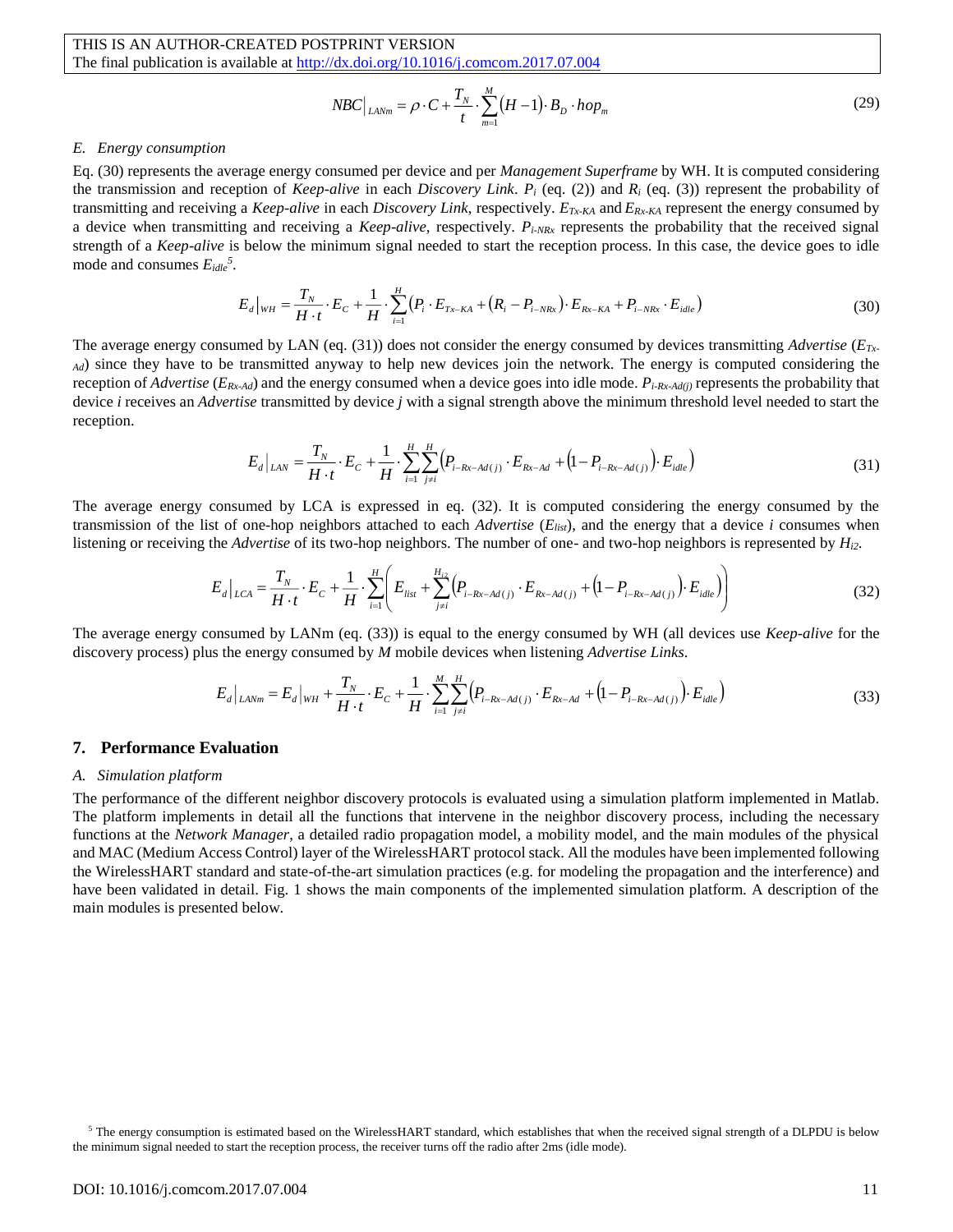$$NBC\big|_{LANm} = \rho \cdot C + \frac{T_N}{t} \cdot \sum_{m=1}^{M} (H-1) \cdot B_D \cdot hop_m \tag{29}$$

### *E. Energy consumption*

Eq. (30) represents the average energy consumed per device and per *Management Superframe* by WH. It is computed considering the transmission and reception of *Keep-alive* in each *Discovery Link*. $P_i$ (eq. (2)) and $R_i$ (eq. (3)) represent the probability of transmitting and receiving a *Keep-alive* in each *Discovery Link*, respectively. $E_{Tx-KA}$ and $E_{Rx-KA}$ represent the energy consumed by a device when transmitting and receiving a *Keep-alive*, respectively. $P_{i-NRx}$ represents the probability that the received signal strength of a *Keep-alive* is below the minimum signal needed to start the reception process. In this case, the device goes to idle mode and consumes $E_{idle}$[5].

$$E_d\big|_{WH} = \frac{T_N}{H \cdot t} \cdot E_C + \frac{1}{H} \cdot \sum_{i=1}^{H} \left( P_i \cdot E_{Tx-KA} + \left( R_i - P_{i-NRx} \right) \cdot E_{Rx-KA} + P_{i-NRx} \cdot E_{idle} \right) \tag{30}$$

The average energy consumed by LAN (eq. (31)) does not consider the energy consumed by devices transmitting *Advertise* ($E_{Tx-Ad}$) since they have to be transmitted anyway to help new devices join the network. The energy is computed considering the reception of *Advertise* ($E_{Rx-Ad}$) and the energy consumed when a device goes into idle mode. $P_{i-Rx-Ad(j)}$ represents the probability that device *i* receives an *Advertise* transmitted by device *j* with a signal strength above the minimum threshold level needed to start the reception.

$$E_d\big|_{LAN} = \frac{T_N}{H \cdot t} \cdot E_C + \frac{1}{H} \cdot \sum_{i=1}^{H} \sum_{j \neq i}^{H} \left( P_{i-Rx-Ad(j)} \cdot E_{Rx-Ad} + \left( 1 - P_{i-Rx-Ad(j)} \right) \cdot E_{idle} \right) \tag{31}$$

The average energy consumed by LCA is expressed in eq. (32). It is computed considering the energy consumed by the transmission of the list of one-hop neighbors attached to each *Advertise* ($E_{list}$), and the energy that a device *i* consumes when listening or receiving the *Advertise* of its two-hop neighbors. The number of one- and two-hop neighbors is represented by $H_{i2}$.

$$E_d\big|_{LCA} = \frac{T_N}{H \cdot t} \cdot E_C + \frac{1}{H} \cdot \sum_{i=1}^{H} \left( E_{list} + \sum_{j \neq i}^{H_{i2}} \left( P_{i-Rx-Ad(j)} \cdot E_{Rx-Ad} + \left( 1 - P_{i-Rx-Ad(j)} \right) \cdot E_{idle} \right) \right) \tag{32}$$

The average energy consumed by LANm (eq. (33)) is equal to the energy consumed by WH (all devices use *Keep-alive* for the discovery process) plus the energy consumed by *M* mobile devices when listening *Advertise Links*.

$$E_d\big|_{LANm} = E_d\big|_{WH} + \frac{T_N}{H \cdot t} \cdot E_C + \frac{1}{H} \cdot \sum_{i=1}^{M} \sum_{j \neq i}^{H} \left( P_{i-Rx-Ad(j)} \cdot E_{Rx-Ad} + \left( 1 - P_{i-Rx-Ad(j)} \right) \cdot E_{idle} \right) \tag{33}$$

## 7. Performance Evaluation

### *A. Simulation platform*

The performance of the different neighbor discovery protocols is evaluated using a simulation platform implemented in Matlab. The platform implements in detail all the functions that intervene in the neighbor discovery process, including the necessary functions at the *Network Manager*, a detailed radio propagation model, a mobility model, and the main modules of the physical and MAC (Medium Access Control) layer of the WirelessHART protocol stack. All the modules have been implemented following the WirelessHART standard and state-of-the-art simulation practices (e.g. for modeling the propagation and the interference) and have been validated in detail. Fig. 1 shows the main components of the implemented simulation platform. A description of the main modules is presented below.

[5] The energy consumption is estimated based on the WirelessHART standard, which establishes that when the received signal strength of a DLPDU is below the minimum signal needed to start the reception process, the receiver turns off the radio after 2ms (idle mode).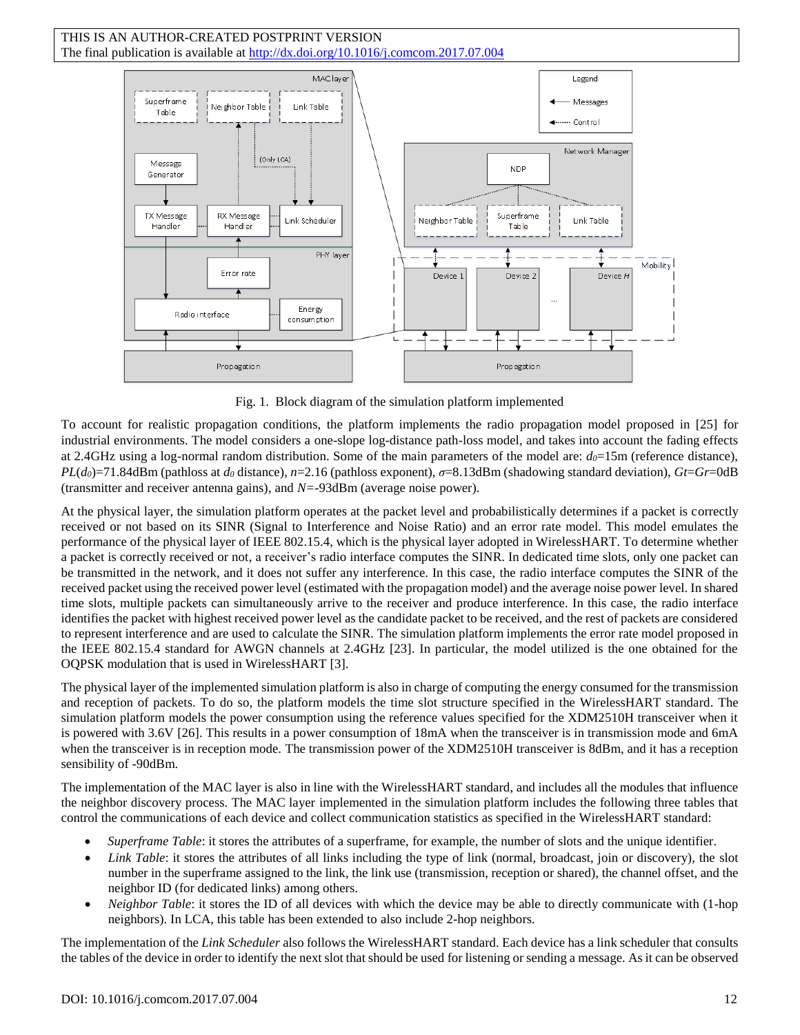Fig. 1. Block diagram of the simulation platform implemented

To account for realistic propagation conditions, the platform implements the radio propagation model proposed in [25] for industrial environments. The model considers a one-slope log-distance path-loss model, and takes into account the fading effects at 2.4GHz using a log-normal random distribution. Some of the main parameters of the model are: $d_0$=15m (reference distance), $PL(d_0)$=71.84dBm (pathloss at $d_0$ distance), $n$=2.16 (pathloss exponent), $\sigma$=8.13dBm (shadowing standard deviation), $Gt$=$Gr$=0dB (transmitter and receiver antenna gains), and $N$=-93dBm (average noise power).

At the physical layer, the simulation platform operates at the packet level and probabilistically determines if a packet is correctly received or not based on its SINR (Signal to Interference and Noise Ratio) and an error rate model. This model emulates the performance of the physical layer of IEEE 802.15.4, which is the physical layer adopted in WirelessHART. To determine whether a packet is correctly received or not, a receiver's radio interface computes the SINR. In dedicated time slots, only one packet can be transmitted in the network, and it does not suffer any interference. In this case, the radio interface computes the SINR of the received packet using the received power level (estimated with the propagation model) and the average noise power level. In shared time slots, multiple packets can simultaneously arrive to the receiver and produce interference. In this case, the radio interface identifies the packet with highest received power level as the candidate packet to be received, and the rest of packets are considered to represent interference and are used to calculate the SINR. The simulation platform implements the error rate model proposed in the IEEE 802.15.4 standard for AWGN channels at 2.4GHz [23]. In particular, the model utilized is the one obtained for the OQPSK modulation that is used in WirelessHART [3].

The physical layer of the implemented simulation platform is also in charge of computing the energy consumed for the transmission and reception of packets. To do so, the platform models the time slot structure specified in the WirelessHART standard. The simulation platform models the power consumption using the reference values specified for the XDM2510H transceiver when it is powered with 3.6V [26]. This results in a power consumption of 18mA when the transceiver is in transmission mode and 6mA when the transceiver is in reception mode. The transmission power of the XDM2510H transceiver is 8dBm, and it has a reception sensibility of -90dBm.

The implementation of the MAC layer is also in line with the WirelessHART standard, and includes all the modules that influence the neighbor discovery process. The MAC layer implemented in the simulation platform includes the following three tables that control the communications of each device and collect communication statistics as specified in the WirelessHART standard:

- *Superframe Table*: it stores the attributes of a superframe, for example, the number of slots and the unique identifier.
- *Link Table*: it stores the attributes of all links including the type of link (normal, broadcast, join or discovery), the slot number in the superframe assigned to the link, the link use (transmission, reception or shared), the channel offset, and the neighbor ID (for dedicated links) among others.
- *Neighbor Table*: it stores the ID of all devices with which the device may be able to directly communicate with (1-hop neighbors). In LCA, this table has been extended to also include 2-hop neighbors.

The implementation of the *Link Scheduler* also follows the WirelessHART standard. Each device has a link scheduler that consults the tables of the device in order to identify the next slot that should be used for listening or sending a message. As it can be observed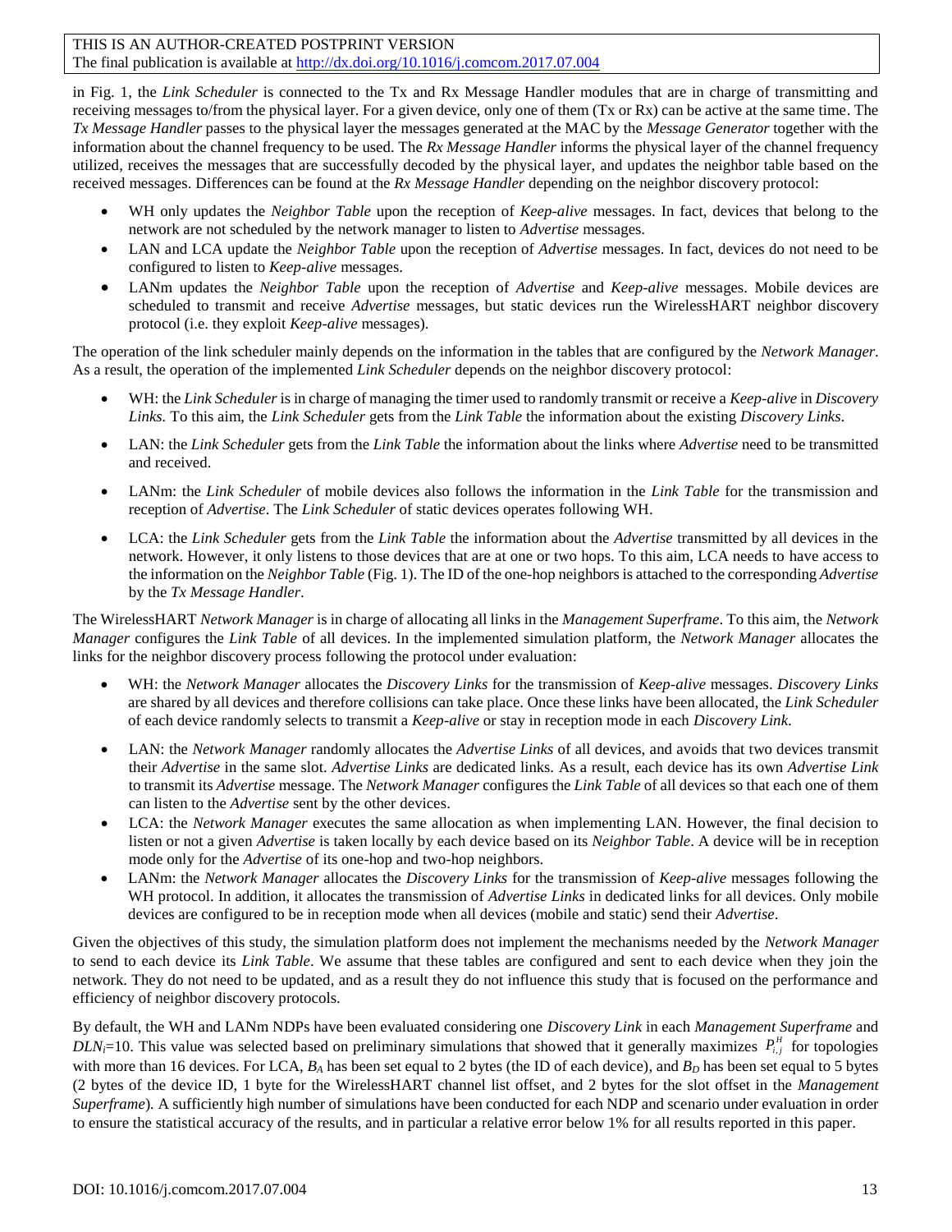in Fig. 1, the *Link Scheduler* is connected to the Tx and Rx Message Handler modules that are in charge of transmitting and receiving messages to/from the physical layer. For a given device, only one of them (Tx or Rx) can be active at the same time. The *Tx Message Handler* passes to the physical layer the messages generated at the MAC by the *Message Generator* together with the information about the channel frequency to be used. The *Rx Message Handler* informs the physical layer of the channel frequency utilized, receives the messages that are successfully decoded by the physical layer, and updates the neighbor table based on the received messages. Differences can be found at the *Rx Message Handler* depending on the neighbor discovery protocol:

- WH only updates the *Neighbor Table* upon the reception of *Keep-alive* messages. In fact, devices that belong to the network are not scheduled by the network manager to listen to *Advertise* messages.
- LAN and LCA update the *Neighbor Table* upon the reception of *Advertise* messages. In fact, devices do not need to be configured to listen to *Keep-alive* messages.
- LANm updates the *Neighbor Table* upon the reception of *Advertise* and *Keep-alive* messages. Mobile devices are scheduled to transmit and receive *Advertise* messages, but static devices run the WirelessHART neighbor discovery protocol (i.e. they exploit *Keep-alive* messages).

The operation of the link scheduler mainly depends on the information in the tables that are configured by the *Network Manager*. As a result, the operation of the implemented *Link Scheduler* depends on the neighbor discovery protocol:

- WH: the *Link Scheduler* is in charge of managing the timer used to randomly transmit or receive a *Keep-alive* in *Discovery Links*. To this aim, the *Link Scheduler* gets from the *Link Table* the information about the existing *Discovery Links*.
- LAN: the *Link Scheduler* gets from the *Link Table* the information about the links where *Advertise* need to be transmitted and received.
- LANm: the *Link Scheduler* of mobile devices also follows the information in the *Link Table* for the transmission and reception of *Advertise*. The *Link Scheduler* of static devices operates following WH.
- LCA: the *Link Scheduler* gets from the *Link Table* the information about the *Advertise* transmitted by all devices in the network. However, it only listens to those devices that are at one or two hops. To this aim, LCA needs to have access to the information on the *Neighbor Table* (Fig. 1). The ID of the one-hop neighbors is attached to the corresponding *Advertise* by the *Tx Message Handler*.

The WirelessHART *Network Manager* is in charge of allocating all links in the *Management Superframe*. To this aim, the *Network Manager* configures the *Link Table* of all devices. In the implemented simulation platform, the *Network Manager* allocates the links for the neighbor discovery process following the protocol under evaluation:

- WH: the *Network Manager* allocates the *Discovery Links* for the transmission of *Keep-alive* messages. *Discovery Links* are shared by all devices and therefore collisions can take place. Once these links have been allocated, the *Link Scheduler* of each device randomly selects to transmit a *Keep-alive* or stay in reception mode in each *Discovery Link*.
- LAN: the *Network Manager* randomly allocates the *Advertise Links* of all devices, and avoids that two devices transmit their *Advertise* in the same slot. *Advertise Links* are dedicated links. As a result, each device has its own *Advertise Link* to transmit its *Advertise* message. The *Network Manager* configures the *Link Table* of all devices so that each one of them can listen to the *Advertise* sent by the other devices.
- LCA: the *Network Manager* executes the same allocation as when implementing LAN. However, the final decision to listen or not a given *Advertise* is taken locally by each device based on its *Neighbor Table*. A device will be in reception mode only for the *Advertise* of its one-hop and two-hop neighbors.
- LANm: the *Network Manager* allocates the *Discovery Links* for the transmission of *Keep-alive* messages following the WH protocol. In addition, it allocates the transmission of *Advertise Links* in dedicated links for all devices. Only mobile devices are configured to be in reception mode when all devices (mobile and static) send their *Advertise*.

Given the objectives of this study, the simulation platform does not implement the mechanisms needed by the *Network Manager* to send to each device its *Link Table*. We assume that these tables are configured and sent to each device when they join the network. They do not need to be updated, and as a result they do not influence this study that is focused on the performance and efficiency of neighbor discovery protocols.

By default, the WH and LANm NDPs have been evaluated considering one *Discovery Link* in each *Management Superframe* and $DLN_i$=10. This value was selected based on preliminary simulations that showed that it generally maximizes $P_{i,j}^{H}$ for topologies with more than 16 devices. For LCA, $B_A$ has been set equal to 2 bytes (the ID of each device), and $B_D$ has been set equal to 5 bytes (2 bytes of the device ID, 1 byte for the WirelessHART channel list offset, and 2 bytes for the slot offset in the *Management Superframe*). A sufficiently high number of simulations have been conducted for each NDP and scenario under evaluation in order to ensure the statistical accuracy of the results, and in particular a relative error below 1% for all results reported in this paper.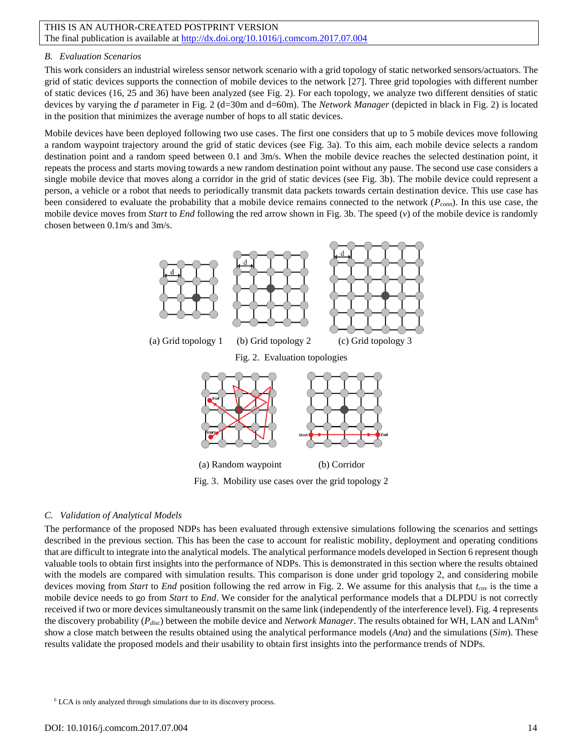### B. Evaluation Scenarios

This work considers an industrial wireless sensor network scenario with a grid topology of static networked sensors/actuators. The grid of static devices supports the connection of mobile devices to the network [27]. Three grid topologies with different number of static devices (16, 25 and 36) have been analyzed (see Fig. 2). For each topology, we analyze two different densities of static devices by varying the *d* parameter in Fig. 2 (d=30m and d=60m). The *Network Manager* (depicted in black in Fig. 2) is located in the position that minimizes the average number of hops to all static devices.

Mobile devices have been deployed following two use cases. The first one considers that up to 5 mobile devices move following a random waypoint trajectory around the grid of static devices (see Fig. 3a). To this aim, each mobile device selects a random destination point and a random speed between 0.1 and 3m/s. When the mobile device reaches the selected destination point, it repeats the process and starts moving towards a new random destination point without any pause. The second use case considers a single mobile device that moves along a corridor in the grid of static devices (see Fig. 3b). The mobile device could represent a person, a vehicle or a robot that needs to periodically transmit data packets towards certain destination device. This use case has been considered to evaluate the probability that a mobile device remains connected to the network ($P_{conn}$). In this use case, the mobile device moves from *Start* to *End* following the red arrow shown in Fig. 3b. The speed ($v$) of the mobile device is randomly chosen between 0.1m/s and 3m/s.

(a) Grid topology 1 (b) Grid topology 2 (c) Grid topology 3

Fig. 2. Evaluation topologies

(a) Random waypoint (b) Corridor

Fig. 3. Mobility use cases over the grid topology 2

### C. Validation of Analytical Models

The performance of the proposed NDPs has been evaluated through extensive simulations following the scenarios and settings described in the previous section. This has been the case to account for realistic mobility, deployment and operating conditions that are difficult to integrate into the analytical models. The analytical performance models developed in Section 6 represent though valuable tools to obtain first insights into the performance of NDPs. This is demonstrated in this section where the results obtained with the models are compared with simulation results. This comparison is done under grid topology 2, and considering mobile devices moving from *Start* to *End* position following the red arrow in Fig. 2. We assume for this analysis that $t_{cov}$ is the time a mobile device needs to go from *Start* to *End*. We consider for the analytical performance models that a DLPDU is not correctly received if two or more devices simultaneously transmit on the same link (independently of the interference level). Fig. 4 represents the discovery probability ($P_{disc}$) between the mobile device and *Network Manager*. The results obtained for WH, LAN and LANm[6] show a close match between the results obtained using the analytical performance models (*Ana*) and the simulations (*Sim*). These results validate the proposed models and their usability to obtain first insights into the performance trends of NDPs.

[6] LCA is only analyzed through simulations due to its discovery process.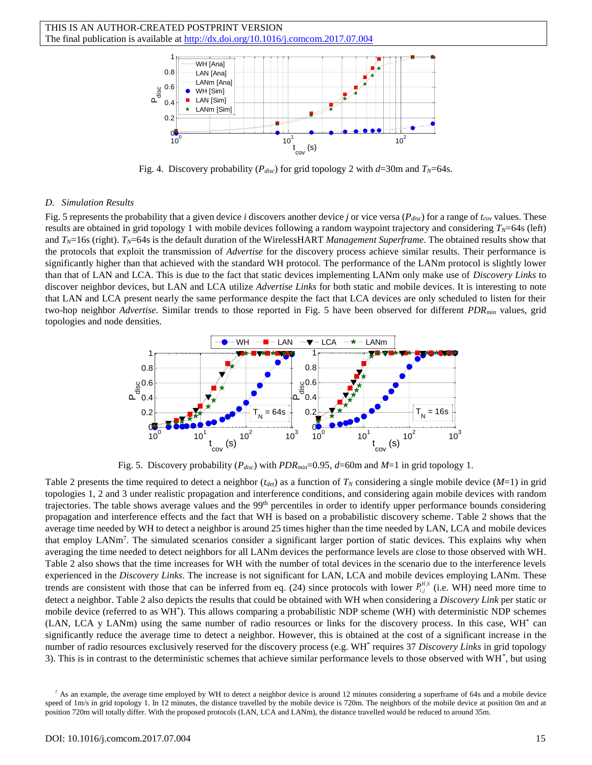Fig. 4. Discovery probability ($P_{disc}$) for grid topology 2 with $d$=30m and $T_N$=64s.

### D. Simulation Results

Fig. 5 represents the probability that a given device *i* discovers another device *j* or vice versa ($P_{disc}$) for a range of $t_{cov}$ values. These results are obtained in grid topology 1 with mobile devices following a random waypoint trajectory and considering $T_N$=64s (left) and $T_N$=16s (right). $T_N$=64s is the default duration of the WirelessHART *Management Superframe*. The obtained results show that the protocols that exploit the transmission of *Advertise* for the discovery process achieve similar results. Their performance is significantly higher than that achieved with the standard WH protocol. The performance of the LANm protocol is slightly lower than that of LAN and LCA. This is due to the fact that static devices implementing LANm only make use of *Discovery Links* to discover neighbor devices, but LAN and LCA utilize *Advertise Links* for both static and mobile devices. It is interesting to note that LAN and LCA present nearly the same performance despite the fact that LCA devices are only scheduled to listen for their two-hop neighbor *Advertise*. Similar trends to those reported in Fig. 5 have been observed for different $PDR_{min}$ values, grid topologies and node densities.

Fig. 5. Discovery probability ($P_{disc}$) with $PDR_{min}$=0.95, $d$=60m and $M$=1 in grid topology 1.

Table 2 presents the time required to detect a neighbor ($t_{det}$) as a function of $T_N$ considering a single mobile device ($M$=1) in grid topologies 1, 2 and 3 under realistic propagation and interference conditions, and considering again mobile devices with random trajectories. The table shows average values and the 99[th] percentiles in order to identify upper performance bounds considering propagation and interference effects and the fact that WH is based on a probabilistic discovery scheme. Table 2 shows that the average time needed by WH to detect a neighbor is around 25 times higher than the time needed by LAN, LCA and mobile devices that employ LANm[7]. The simulated scenarios consider a significant larger portion of static devices. This explains why when averaging the time needed to detect neighbors for all LANm devices the performance levels are close to those observed with WH. Table 2 also shows that the time increases for WH with the number of total devices in the scenario due to the interference levels experienced in the *Discovery Links*. The increase is not significant for LAN, LCA and mobile devices employing LANm. These trends are consistent with those that can be inferred from eq. (24) since protocols with lower $P_{i,j}^{H,S}$ (i.e. WH) need more time to detect a neighbor. Table 2 also depicts the results that could be obtained with WH when considering a *Discovery Link* per static or mobile device (referred to as WH[*]). This allows comparing a probabilistic NDP scheme (WH) with deterministic NDP schemes (LAN, LCA y LANm) using the same number of radio resources or links for the discovery process. In this case, WH[*] can significantly reduce the average time to detect a neighbor. However, this is obtained at the cost of a significant increase in the number of radio resources exclusively reserved for the discovery process (e.g. WH[*] requires 37 *Discovery Links* in grid topology 3). This is in contrast to the deterministic schemes that achieve similar performance levels to those observed with WH[*], but using

[7] As an example, the average time employed by WH to detect a neighbor device is around 12 minutes considering a superframe of 64s and a mobile device speed of 1m/s in grid topology 1. In 12 minutes, the distance travelled by the mobile device is 720m. The neighbors of the mobile device at position 0m and at position 720m will totally differ. With the proposed protocols (LAN, LCA and LANm), the distance travelled would be reduced to around 35m.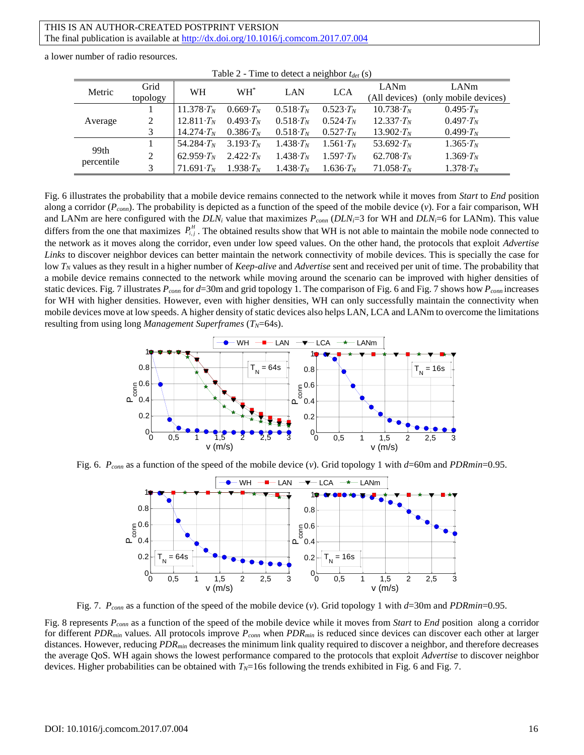a lower number of radio resources.

Table 2 - Time to detect a neighbor $t_{det}$ (s)

| Metric | Grid topology | WH | WH* | LAN | LCA | LANm (All devices) | LANm (only mobile devices) |
|---|---|---|---|---|---|---|---|
| Average | 1 | $11.378 \cdot T_N$ | $0.669 \cdot T_N$ | $0.518 \cdot T_N$ | $0.523 \cdot T_N$ | $10.738 \cdot T_N$ | $0.495 \cdot T_N$ |
| | 2 | $12.811 \cdot T_N$ | $0.493 \cdot T_N$ | $0.518 \cdot T_N$ | $0.524 \cdot T_N$ | $12.337 \cdot T_N$ | $0.497 \cdot T_N$ |
| | 3 | $14.274 \cdot T_N$ | $0.386 \cdot T_N$ | $0.518 \cdot T_N$ | $0.527 \cdot T_N$ | $13.902 \cdot T_N$ | $0.499 \cdot T_N$ |
| 99th percentile | 1 | $54.284 \cdot T_N$ | $3.193 \cdot T_N$ | $1.438 \cdot T_N$ | $1.561 \cdot T_N$ | $53.692 \cdot T_N$ | $1.365 \cdot T_N$ |
| | 2 | $62.959 \cdot T_N$ | $2.422 \cdot T_N$ | $1.438 \cdot T_N$ | $1.597 \cdot T_N$ | $62.708 \cdot T_N$ | $1.369 \cdot T_N$ |
| | 3 | $71.691 \cdot T_N$ | $1.938 \cdot T_N$ | $1.438 \cdot T_N$ | $1.636 \cdot T_N$ | $71.058 \cdot T_N$ | $1.378 \cdot T_N$ |

Fig. 6 illustrates the probability that a mobile device remains connected to the network while it moves from *Start* to *End* position along a corridor ($P_{conn}$). The probability is depicted as a function of the speed of the mobile device ($v$). For a fair comparison, WH and LANm are here configured with the $DLN_i$ value that maximizes $P_{conn}$ ($DLN_i$=3 for WH and $DLN_i$=6 for LANm). This value differs from the one that maximizes $P_{i,j}^H$. The obtained results show that WH is not able to maintain the mobile node connected to the network as it moves along the corridor, even under low speed values. On the other hand, the protocols that exploit *Advertise Links* to discover neighbor devices can better maintain the network connectivity of mobile devices. This is specially the case for low $T_N$ values as they result in a higher number of *Keep-alive* and *Advertise* sent and received per unit of time. The probability that a mobile device remains connected to the network while moving around the scenario can be improved with higher densities of static devices. Fig. 7 illustrates $P_{conn}$ for $d$=30m and grid topology 1. The comparison of Fig. 6 and Fig. 7 shows how $P_{conn}$ increases for WH with higher densities. However, even with higher densities, WH can only successfully maintain the connectivity when mobile devices move at low speeds. A higher density of static devices also helps LAN, LCA and LANm to overcome the limitations resulting from using long *Management Superframes* ($T_N$=64s).

Fig. 6. $P_{conn}$ as a function of the speed of the mobile device ($v$). Grid topology 1 with $d$=60m and $PDRmin$=0.95.

Fig. 7. $P_{conn}$ as a function of the speed of the mobile device ($v$). Grid topology 1 with $d$=30m and $PDRmin$=0.95.

Fig. 8 represents $P_{conn}$ as a function of the speed of the mobile device while it moves from *Start* to *End* position along a corridor for different $PDR_{min}$ values. All protocols improve $P_{conn}$ when $PDR_{min}$ is reduced since devices can discover each other at larger distances. However, reducing $PDR_{min}$ decreases the minimum link quality required to discover a neighbor, and therefore decreases the average QoS. WH again shows the lowest performance compared to the protocols that exploit *Advertise* to discover neighbor devices. Higher probabilities can be obtained with $T_N$=16s following the trends exhibited in Fig. 6 and Fig. 7.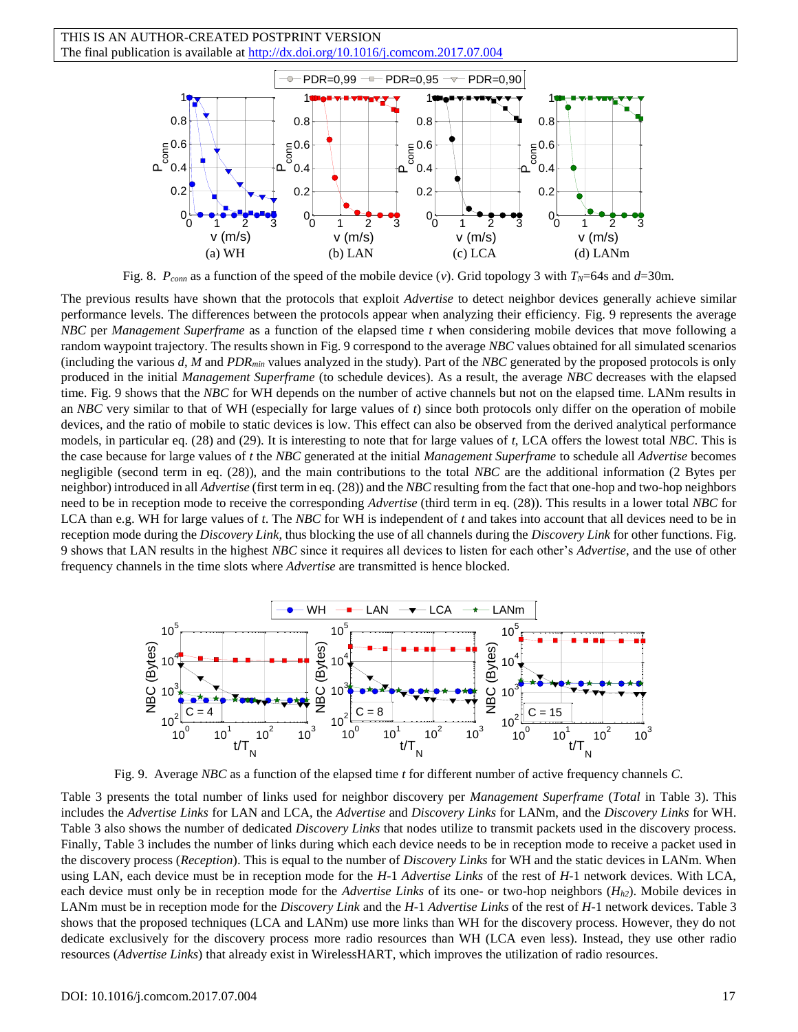THIS IS AN AUTHOR-CREATED POSTPRINT VERSION
The final publication is available at http://dx.doi.org/10.1016/j.comcom.2017.07.004

Fig. 8. $P_{conn}$ as a function of the speed of the mobile device ($v$). Grid topology 3 with $T_N$=64s and $d$=30m.

The previous results have shown that the protocols that exploit *Advertise* to detect neighbor devices generally achieve similar performance levels. The differences between the protocols appear when analyzing their efficiency. Fig. 9 represents the average *NBC* per *Management Superframe* as a function of the elapsed time $t$ when considering mobile devices that move following a random waypoint trajectory. The results shown in Fig. 9 correspond to the average *NBC* values obtained for all simulated scenarios (including the various $d$, $M$ and $PDR_{min}$ values analyzed in the study). Part of the *NBC* generated by the proposed protocols is only produced in the initial *Management Superframe* (to schedule devices). As a result, the average *NBC* decreases with the elapsed time. Fig. 9 shows that the *NBC* for WH depends on the number of active channels but not on the elapsed time. LANm results in an *NBC* very similar to that of WH (especially for large values of $t$) since both protocols only differ on the operation of mobile devices, and the ratio of mobile to static devices is low. This effect can also be observed from the derived analytical performance models, in particular eq. (28) and (29). It is interesting to note that for large values of $t$, LCA offers the lowest total *NBC*. This is the case because for large values of $t$ the *NBC* generated at the initial *Management Superframe* to schedule all *Advertise* becomes negligible (second term in eq. (28)), and the main contributions to the total *NBC* are the additional information (2 Bytes per neighbor) introduced in all *Advertise* (first term in eq. (28)) and the *NBC* resulting from the fact that one-hop and two-hop neighbors need to be in reception mode to receive the corresponding *Advertise* (third term in eq. (28)). This results in a lower total *NBC* for LCA than e.g. WH for large values of $t$. The *NBC* for WH is independent of $t$ and takes into account that all devices need to be in reception mode during the *Discovery Link*, thus blocking the use of all channels during the *Discovery Link* for other functions. Fig. 9 shows that LAN results in the highest *NBC* since it requires all devices to listen for each other's *Advertise*, and the use of other frequency channels in the time slots where *Advertise* are transmitted is hence blocked.

Fig. 9. Average *NBC* as a function of the elapsed time $t$ for different number of active frequency channels $C$.

Table 3 presents the total number of links used for neighbor discovery per *Management Superframe* (*Total* in Table 3). This includes the *Advertise Links* for LAN and LCA, the *Advertise* and *Discovery Links* for LANm, and the *Discovery Links* for WH. Table 3 also shows the number of dedicated *Discovery Links* that nodes utilize to transmit packets used in the discovery process. Finally, Table 3 includes the number of links during which each device needs to be in reception mode to receive a packet used in the discovery process (*Reception*). This is equal to the number of *Discovery Links* for WH and the static devices in LANm. When using LAN, each device must be in reception mode for the $H$-1 *Advertise Links* of the rest of $H$-1 network devices. With LCA, each device must only be in reception mode for the *Advertise Links* of its one- or two-hop neighbors ($H_{h2}$). Mobile devices in LANm must be in reception mode for the *Discovery Link* and the $H$-1 *Advertise Links* of the rest of $H$-1 network devices. Table 3 shows that the proposed techniques (LCA and LANm) use more links than WH for the discovery process. However, they do not dedicate exclusively for the discovery process more radio resources than WH (LCA even less). Instead, they use other radio resources (*Advertise Links*) that already exist in WirelessHART, which improves the utilization of radio resources.

DOI: 10.1016/j.comcom.2017.07.004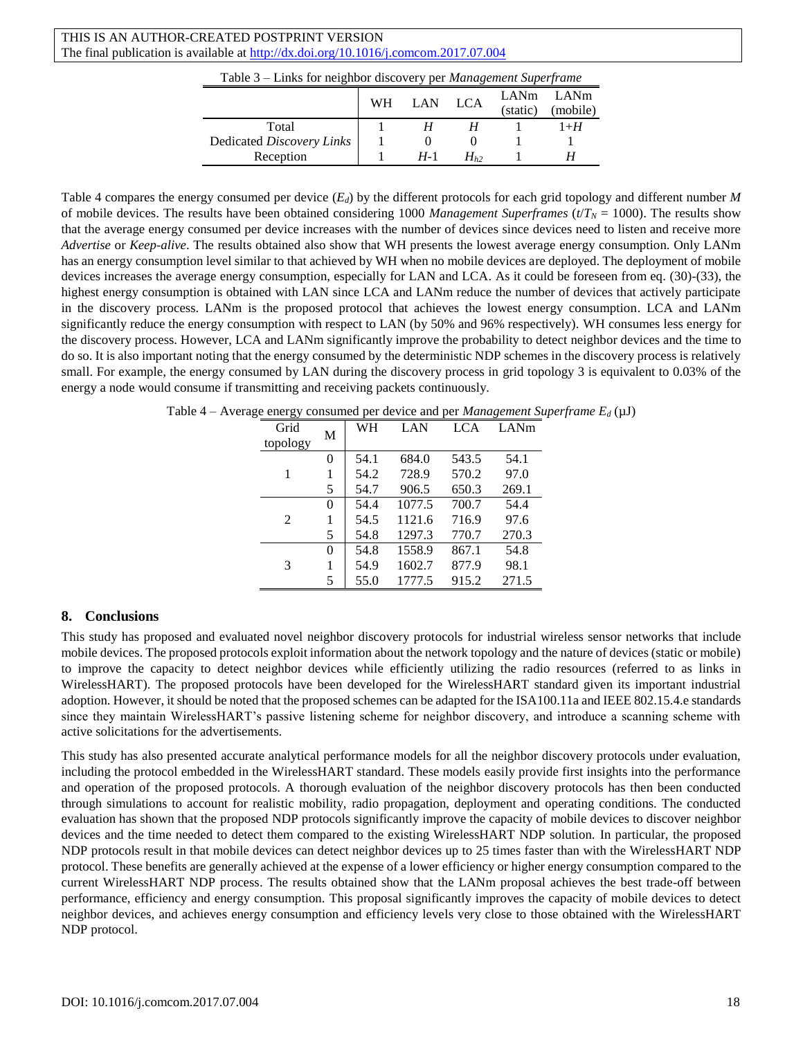THIS IS AN AUTHOR-CREATED POSTPRINT VERSION
The final publication is available at http://dx.doi.org/10.1016/j.comcom.2017.07.004

Table 3 – Links for neighbor discovery per *Management Superframe*

| | WH | LAN | LCA | LANm (static) | LANm (mobile) |
|---|---|---|---|---|---|
| Total | 1 | $H$ | $H$ | 1 | $1{+}H$ |
| Dedicated *Discovery Links* | 1 | 0 | 0 | 1 | 1 |
| Reception | 1 | $H$-1 | $H_{h2}$ | 1 | $H$ |

Table 4 compares the energy consumed per device ($E_d$) by the different protocols for each grid topology and different number $M$ of mobile devices. The results have been obtained considering 1000 *Management Superframes* ($t/T_N$ = 1000). The results show that the average energy consumed per device increases with the number of devices since devices need to listen and receive more *Advertise* or *Keep-alive*. The results obtained also show that WH presents the lowest average energy consumption. Only LANm has an energy consumption level similar to that achieved by WH when no mobile devices are deployed. The deployment of mobile devices increases the average energy consumption, especially for LAN and LCA. As it could be foreseen from eq. (30)-(33), the highest energy consumption is obtained with LAN since LCA and LANm reduce the number of devices that actively participate in the discovery process. LANm is the proposed protocol that achieves the lowest energy consumption. LCA and LANm significantly reduce the energy consumption with respect to LAN (by 50% and 96% respectively). WH consumes less energy for the discovery process. However, LCA and LANm significantly improve the probability to detect neighbor devices and the time to do so. It is also important noting that the energy consumed by the deterministic NDP schemes in the discovery process is relatively small. For example, the energy consumed by LAN during the discovery process in grid topology 3 is equivalent to 0.03% of the energy a node would consume if transmitting and receiving packets continuously.

Table 4 – Average energy consumed per device and per *Management Superframe* $E_d$ (µJ)

| Grid topology | M | WH | LAN | LCA | LANm |
|---|---|---|---|---|---|
| 1 | 0 | 54.1 | 684.0 | 543.5 | 54.1 |
| | 1 | 54.2 | 728.9 | 570.2 | 97.0 |
| | 5 | 54.7 | 906.5 | 650.3 | 269.1 |
| 2 | 0 | 54.4 | 1077.5 | 700.7 | 54.4 |
| | 1 | 54.5 | 1121.6 | 716.9 | 97.6 |
| | 5 | 54.8 | 1297.3 | 770.7 | 270.3 |
| 3 | 0 | 54.8 | 1558.9 | 867.1 | 54.8 |
| | 1 | 54.9 | 1602.7 | 877.9 | 98.1 |
| | 5 | 55.0 | 1777.5 | 915.2 | 271.5 |

## 8. Conclusions

This study has proposed and evaluated novel neighbor discovery protocols for industrial wireless sensor networks that include mobile devices. The proposed protocols exploit information about the network topology and the nature of devices (static or mobile) to improve the capacity to detect neighbor devices while efficiently utilizing the radio resources (referred to as links in WirelessHART). The proposed protocols have been developed for the WirelessHART standard given its important industrial adoption. However, it should be noted that the proposed schemes can be adapted for the ISA100.11a and IEEE 802.15.4.e standards since they maintain WirelessHART's passive listening scheme for neighbor discovery, and introduce a scanning scheme with active solicitations for the advertisements.

This study has also presented accurate analytical performance models for all the neighbor discovery protocols under evaluation, including the protocol embedded in the WirelessHART standard. These models easily provide first insights into the performance and operation of the proposed protocols. A thorough evaluation of the neighbor discovery protocols has then been conducted through simulations to account for realistic mobility, radio propagation, deployment and operating conditions. The conducted evaluation has shown that the proposed NDP protocols significantly improve the capacity of mobile devices to discover neighbor devices and the time needed to detect them compared to the existing WirelessHART NDP solution. In particular, the proposed NDP protocols result in that mobile devices can detect neighbor devices up to 25 times faster than with the WirelessHART NDP protocol. These benefits are generally achieved at the expense of a lower efficiency or higher energy consumption compared to the current WirelessHART NDP process. The results obtained show that the LANm proposal achieves the best trade-off between performance, efficiency and energy consumption. This proposal significantly improves the capacity of mobile devices to detect neighbor devices, and achieves energy consumption and efficiency levels very close to those obtained with the WirelessHART NDP protocol.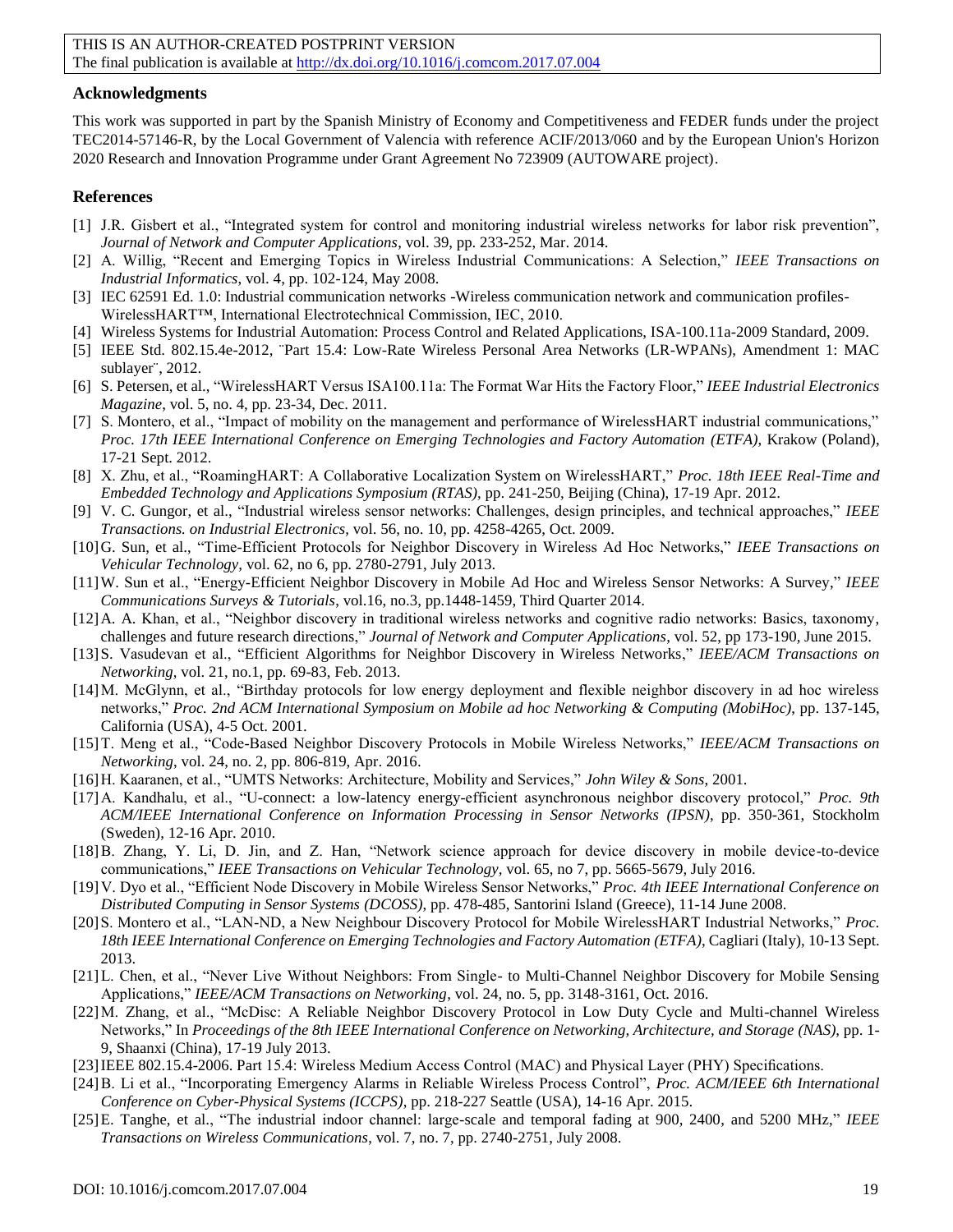## Acknowledgments

This work was supported in part by the Spanish Ministry of Economy and Competitiveness and FEDER funds under the project TEC2014-57146-R, by the Local Government of Valencia with reference ACIF/2013/060 and by the European Union's Horizon 2020 Research and Innovation Programme under Grant Agreement No 723909 (AUTOWARE project).

## References

[1] J.R. Gisbert et al., "Integrated system for control and monitoring industrial wireless networks for labor risk prevention", *Journal of Network and Computer Applications*, vol. 39, pp. 233-252, Mar. 2014.

[2] A. Willig, "Recent and Emerging Topics in Wireless Industrial Communications: A Selection," *IEEE Transactions on Industrial Informatics*, vol. 4, pp. 102-124, May 2008.

[3] IEC 62591 Ed. 1.0: Industrial communication networks -Wireless communication network and communication profiles- WirelessHART™, International Electrotechnical Commission, IEC, 2010.

[4] Wireless Systems for Industrial Automation: Process Control and Related Applications, ISA-100.11a-2009 Standard, 2009.

[5] IEEE Std. 802.15.4e-2012, ¨Part 15.4: Low-Rate Wireless Personal Area Networks (LR-WPANs), Amendment 1: MAC sublayer¨, 2012.

[6] S. Petersen, et al., "WirelessHART Versus ISA100.11a: The Format War Hits the Factory Floor," *IEEE Industrial Electronics Magazine*, vol. 5, no. 4, pp. 23-34, Dec. 2011.

[7] S. Montero, et al., "Impact of mobility on the management and performance of WirelessHART industrial communications," *Proc. 17th IEEE International Conference on Emerging Technologies and Factory Automation (ETFA)*, Krakow (Poland), 17-21 Sept. 2012.

[8] X. Zhu, et al., "RoamingHART: A Collaborative Localization System on WirelessHART," *Proc. 18th IEEE Real-Time and Embedded Technology and Applications Symposium (RTAS)*, pp. 241-250, Beijing (China), 17-19 Apr. 2012.

[9] V. C. Gungor, et al., "Industrial wireless sensor networks: Challenges, design principles, and technical approaches," *IEEE Transactions. on Industrial Electronics,* vol. 56, no. 10, pp. 4258-4265, Oct. 2009.

[10] G. Sun, et al., "Time-Efficient Protocols for Neighbor Discovery in Wireless Ad Hoc Networks," *IEEE Transactions on Vehicular Technology,* vol. 62, no 6, pp. 2780-2791, July 2013.

[11] W. Sun et al., "Energy-Efficient Neighbor Discovery in Mobile Ad Hoc and Wireless Sensor Networks: A Survey," *IEEE Communications Surveys & Tutorials*, vol.16, no.3, pp.1448-1459, Third Quarter 2014.

[12] A. A. Khan, et al., "Neighbor discovery in traditional wireless networks and cognitive radio networks: Basics, taxonomy, challenges and future research directions," *Journal of Network and Computer Applications*, vol. 52, pp 173-190, June 2015.

[13] S. Vasudevan et al., "Efficient Algorithms for Neighbor Discovery in Wireless Networks," *IEEE/ACM Transactions on Networking*, vol. 21, no.1, pp. 69-83, Feb. 2013.

[14] M. McGlynn, et al., "Birthday protocols for low energy deployment and flexible neighbor discovery in ad hoc wireless networks," *Proc. 2nd ACM International Symposium on Mobile ad hoc Networking & Computing (MobiHoc)*, pp. 137-145, California (USA), 4-5 Oct. 2001.

[15] T. Meng et al., "Code-Based Neighbor Discovery Protocols in Mobile Wireless Networks," *IEEE/ACM Transactions on Networking*, vol. 24, no. 2, pp. 806-819, Apr. 2016.

[16] H. Kaaranen, et al., "UMTS Networks: Architecture, Mobility and Services," *John Wiley & Sons*, 2001.

[17] A. Kandhalu, et al., "U-connect: a low-latency energy-efficient asynchronous neighbor discovery protocol," *Proc. 9th ACM/IEEE International Conference on Information Processing in Sensor Networks (IPSN)*, pp. 350-361, Stockholm (Sweden), 12-16 Apr. 2010.

[18] B. Zhang, Y. Li, D. Jin, and Z. Han, "Network science approach for device discovery in mobile device-to-device communications," *IEEE Transactions on Vehicular Technology,* vol. 65, no 7, pp. 5665-5679, July 2016.

[19] V. Dyo et al., "Efficient Node Discovery in Mobile Wireless Sensor Networks," *Proc. 4th IEEE International Conference on Distributed Computing in Sensor Systems (DCOSS)*, pp. 478-485, Santorini Island (Greece), 11-14 June 2008.

[20] S. Montero et al., "LAN-ND, a New Neighbour Discovery Protocol for Mobile WirelessHART Industrial Networks," *Proc. 18th IEEE International Conference on Emerging Technologies and Factory Automation (ETFA)*, Cagliari (Italy), 10-13 Sept. 2013.

[21] L. Chen, et al., "Never Live Without Neighbors: From Single- to Multi-Channel Neighbor Discovery for Mobile Sensing Applications," *IEEE/ACM Transactions on Networking*, vol. 24, no. 5, pp. 3148-3161, Oct. 2016.

[22] M. Zhang, et al., "McDisc: A Reliable Neighbor Discovery Protocol in Low Duty Cycle and Multi-channel Wireless Networks," In *Proceedings of the 8th IEEE International Conference on Networking, Architecture, and Storage (NAS)*, pp. 1-9, Shaanxi (China), 17-19 July 2013.

[23] IEEE 802.15.4-2006. Part 15.4: Wireless Medium Access Control (MAC) and Physical Layer (PHY) Specifications.

[24] B. Li et al., "Incorporating Emergency Alarms in Reliable Wireless Process Control", *Proc. ACM/IEEE 6th International Conference on Cyber-Physical Systems (ICCPS)*, pp. 218-227 Seattle (USA), 14-16 Apr. 2015.

[25] E. Tanghe, et al., "The industrial indoor channel: large-scale and temporal fading at 900, 2400, and 5200 MHz," *IEEE Transactions on Wireless Communications*, vol. 7, no. 7, pp. 2740-2751, July 2008.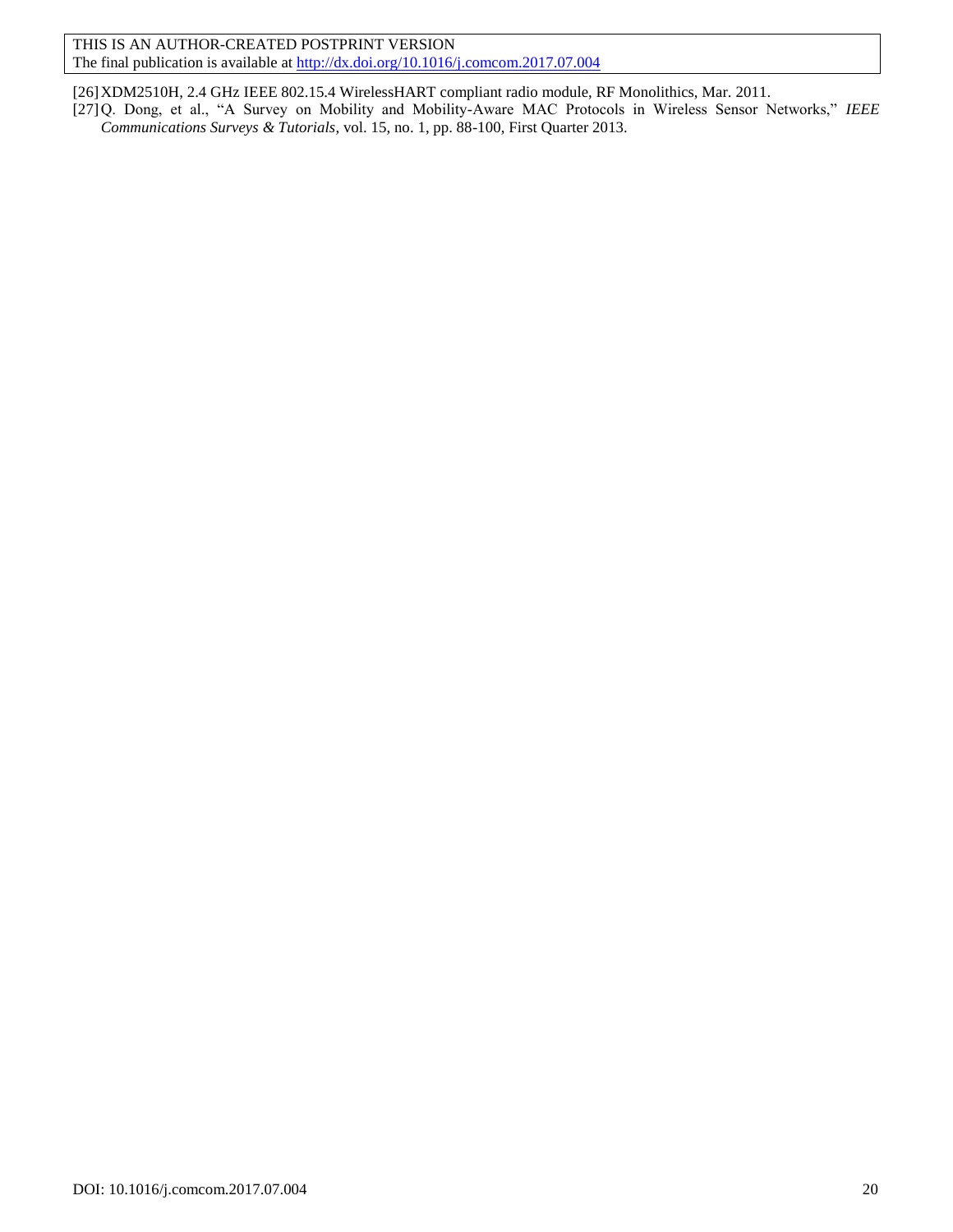[26] XDM2510H, 2.4 GHz IEEE 802.15.4 WirelessHART compliant radio module, RF Monolithics, Mar. 2011.

[27] Q. Dong, et al., "A Survey on Mobility and Mobility-Aware MAC Protocols in Wireless Sensor Networks," *IEEE Communications Surveys & Tutorials*, vol. 15, no. 1, pp. 88-100, First Quarter 2013.